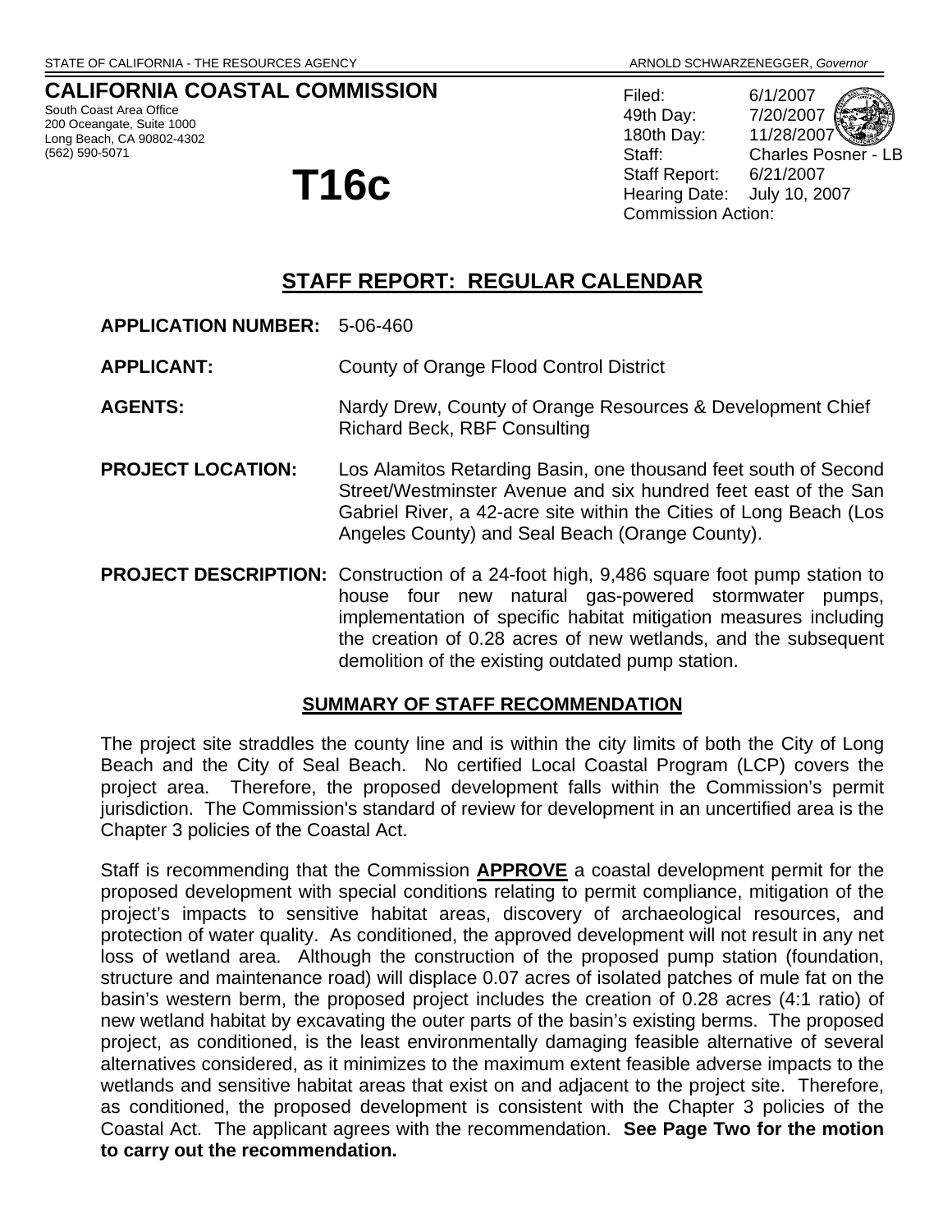STATE OF CALIFORNIA - THE RESOURCES AGENCY ARNOLD SCHWARZENEGGER, *Governor*

**CALIFORNIA COASTAL COMMISSION**

South Coast Area Office
200 Oceangate, Suite 1000
Long Beach, CA 90802-4302
(562) 590-5071

# T16c

Filed: 6/1/2007
49th Day: 7/20/2007
180th Day: 11/28/2007
Staff: Charles Posner - LB
Staff Report: 6/21/2007
Hearing Date: July 10, 2007
Commission Action:

## STAFF REPORT: REGULAR CALENDAR

**APPLICATION NUMBER:** 5-06-460

**APPLICANT:** County of Orange Flood Control District

**AGENTS:** Nardy Drew, County of Orange Resources & Development Chief
Richard Beck, RBF Consulting

**PROJECT LOCATION:** Los Alamitos Retarding Basin, one thousand feet south of Second Street/Westminster Avenue and six hundred feet east of the San Gabriel River, a 42-acre site within the Cities of Long Beach (Los Angeles County) and Seal Beach (Orange County).

**PROJECT DESCRIPTION:** Construction of a 24-foot high, 9,486 square foot pump station to house four new natural gas-powered stormwater pumps, implementation of specific habitat mitigation measures including the creation of 0.28 acres of new wetlands, and the subsequent demolition of the existing outdated pump station.

### SUMMARY OF STAFF RECOMMENDATION

The project site straddles the county line and is within the city limits of both the City of Long Beach and the City of Seal Beach. No certified Local Coastal Program (LCP) covers the project area. Therefore, the proposed development falls within the Commission's permit jurisdiction. The Commission's standard of review for development in an uncertified area is the Chapter 3 policies of the Coastal Act.

Staff is recommending that the Commission **APPROVE** a coastal development permit for the proposed development with special conditions relating to permit compliance, mitigation of the project's impacts to sensitive habitat areas, discovery of archaeological resources, and protection of water quality. As conditioned, the approved development will not result in any net loss of wetland area. Although the construction of the proposed pump station (foundation, structure and maintenance road) will displace 0.07 acres of isolated patches of mule fat on the basin's western berm, the proposed project includes the creation of 0.28 acres (4:1 ratio) of new wetland habitat by excavating the outer parts of the basin's existing berms. The proposed project, as conditioned, is the least environmentally damaging feasible alternative of several alternatives considered, as it minimizes to the maximum extent feasible adverse impacts to the wetlands and sensitive habitat areas that exist on and adjacent to the project site. Therefore, as conditioned, the proposed development is consistent with the Chapter 3 policies of the Coastal Act. The applicant agrees with the recommendation. **See Page Two for the motion to carry out the recommendation.**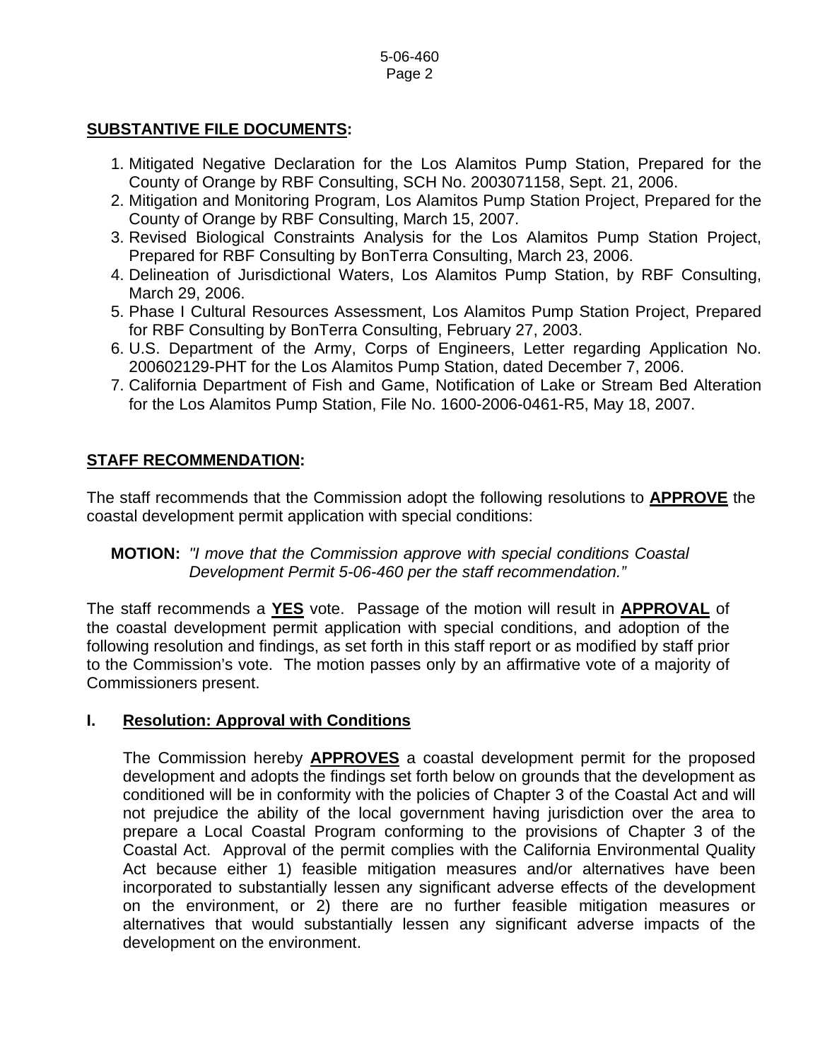**SUBSTANTIVE FILE DOCUMENTS:**

1. Mitigated Negative Declaration for the Los Alamitos Pump Station, Prepared for the County of Orange by RBF Consulting, SCH No. 2003071158, Sept. 21, 2006.
2. Mitigation and Monitoring Program, Los Alamitos Pump Station Project, Prepared for the County of Orange by RBF Consulting, March 15, 2007.
3. Revised Biological Constraints Analysis for the Los Alamitos Pump Station Project, Prepared for RBF Consulting by BonTerra Consulting, March 23, 2006.
4. Delineation of Jurisdictional Waters, Los Alamitos Pump Station, by RBF Consulting, March 29, 2006.
5. Phase I Cultural Resources Assessment, Los Alamitos Pump Station Project, Prepared for RBF Consulting by BonTerra Consulting, February 27, 2003.
6. U.S. Department of the Army, Corps of Engineers, Letter regarding Application No. 200602129-PHT for the Los Alamitos Pump Station, dated December 7, 2006.
7. California Department of Fish and Game, Notification of Lake or Stream Bed Alteration for the Los Alamitos Pump Station, File No. 1600-2006-0461-R5, May 18, 2007.

**STAFF RECOMMENDATION:**

The staff recommends that the Commission adopt the following resolutions to **APPROVE** the coastal development permit application with special conditions:

**MOTION:** *"I move that the Commission approve with special conditions Coastal Development Permit 5-06-460 per the staff recommendation."*

The staff recommends a **YES** vote. Passage of the motion will result in **APPROVAL** of the coastal development permit application with special conditions, and adoption of the following resolution and findings, as set forth in this staff report or as modified by staff prior to the Commission's vote. The motion passes only by an affirmative vote of a majority of Commissioners present.

## I. Resolution: Approval with Conditions

The Commission hereby **APPROVES** a coastal development permit for the proposed development and adopts the findings set forth below on grounds that the development as conditioned will be in conformity with the policies of Chapter 3 of the Coastal Act and will not prejudice the ability of the local government having jurisdiction over the area to prepare a Local Coastal Program conforming to the provisions of Chapter 3 of the Coastal Act. Approval of the permit complies with the California Environmental Quality Act because either 1) feasible mitigation measures and/or alternatives have been incorporated to substantially lessen any significant adverse effects of the development on the environment, or 2) there are no further feasible mitigation measures or alternatives that would substantially lessen any significant adverse impacts of the development on the environment.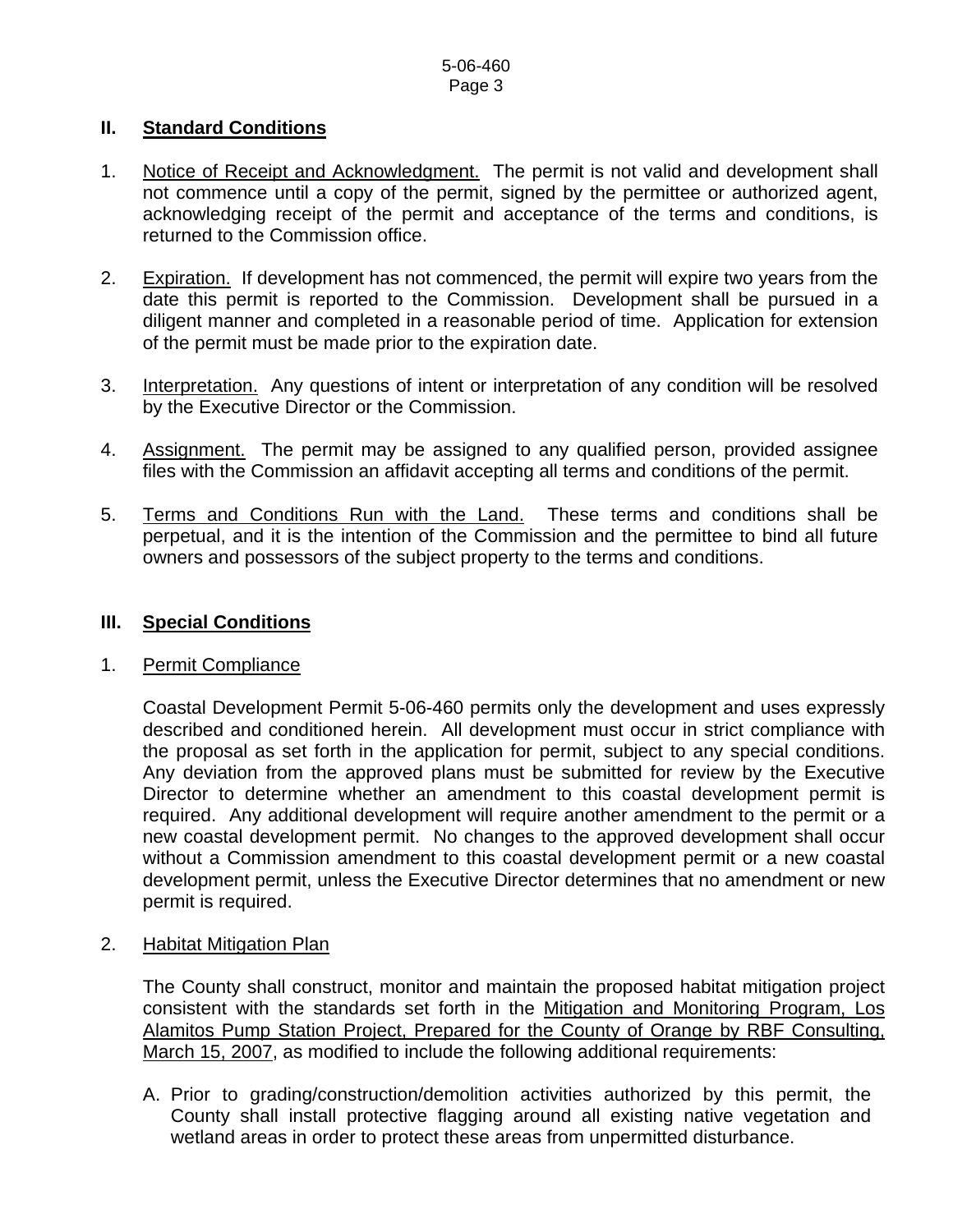## II. Standard Conditions

1. Notice of Receipt and Acknowledgment. The permit is not valid and development shall not commence until a copy of the permit, signed by the permittee or authorized agent, acknowledging receipt of the permit and acceptance of the terms and conditions, is returned to the Commission office.

2. Expiration. If development has not commenced, the permit will expire two years from the date this permit is reported to the Commission. Development shall be pursued in a diligent manner and completed in a reasonable period of time. Application for extension of the permit must be made prior to the expiration date.

3. Interpretation. Any questions of intent or interpretation of any condition will be resolved by the Executive Director or the Commission.

4. Assignment. The permit may be assigned to any qualified person, provided assignee files with the Commission an affidavit accepting all terms and conditions of the permit.

5. Terms and Conditions Run with the Land. These terms and conditions shall be perpetual, and it is the intention of the Commission and the permittee to bind all future owners and possessors of the subject property to the terms and conditions.

## III. Special Conditions

1. Permit Compliance

   Coastal Development Permit 5-06-460 permits only the development and uses expressly described and conditioned herein. All development must occur in strict compliance with the proposal as set forth in the application for permit, subject to any special conditions. Any deviation from the approved plans must be submitted for review by the Executive Director to determine whether an amendment to this coastal development permit is required. Any additional development will require another amendment to the permit or a new coastal development permit. No changes to the approved development shall occur without a Commission amendment to this coastal development permit or a new coastal development permit, unless the Executive Director determines that no amendment or new permit is required.

2. Habitat Mitigation Plan

   The County shall construct, monitor and maintain the proposed habitat mitigation project consistent with the standards set forth in the Mitigation and Monitoring Program, Los Alamitos Pump Station Project, Prepared for the County of Orange by RBF Consulting, March 15, 2007, as modified to include the following additional requirements:

   A. Prior to grading/construction/demolition activities authorized by this permit, the County shall install protective flagging around all existing native vegetation and wetland areas in order to protect these areas from unpermitted disturbance.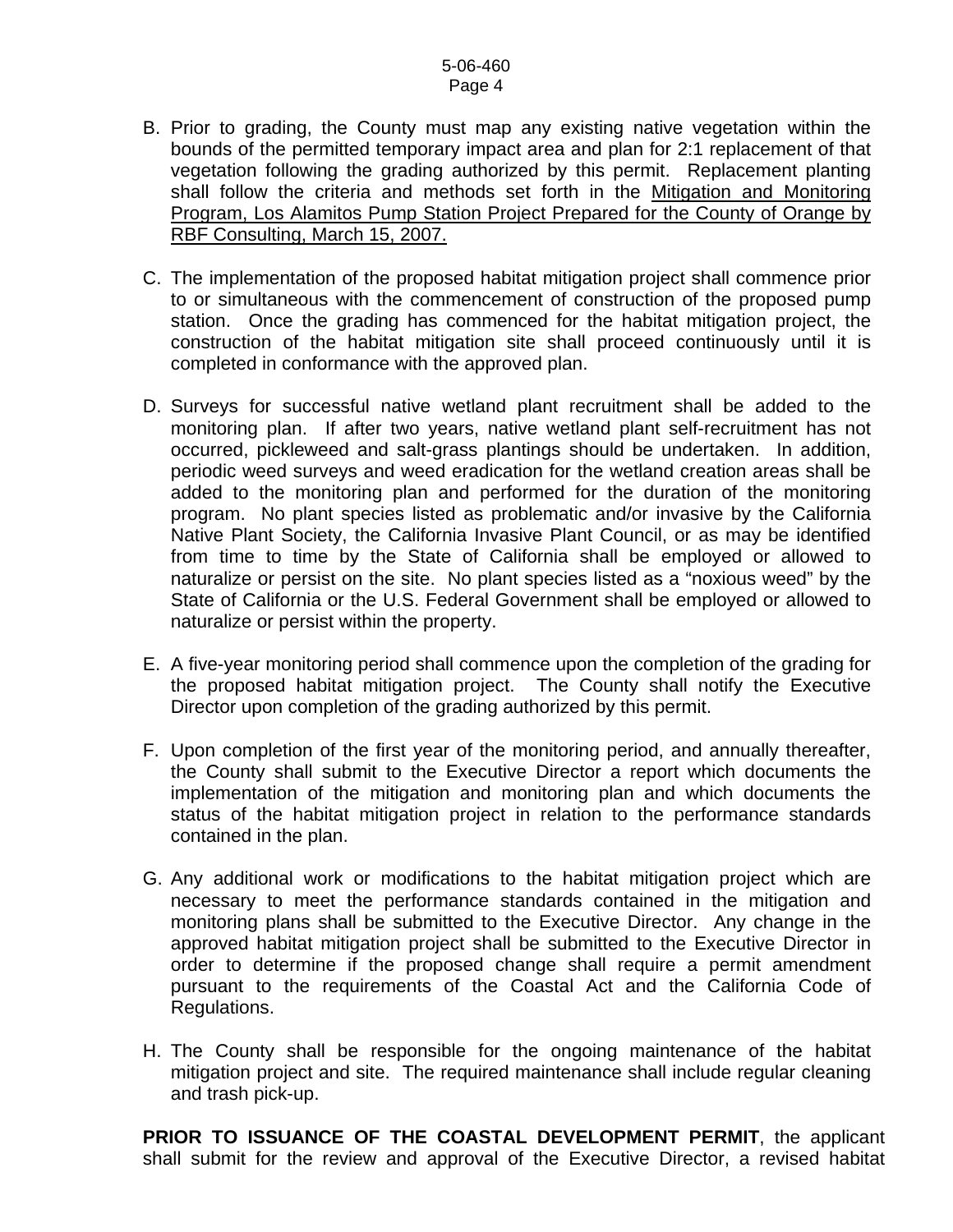B. Prior to grading, the County must map any existing native vegetation within the bounds of the permitted temporary impact area and plan for 2:1 replacement of that vegetation following the grading authorized by this permit. Replacement planting shall follow the criteria and methods set forth in the Mitigation and Monitoring Program, Los Alamitos Pump Station Project Prepared for the County of Orange by RBF Consulting, March 15, 2007.

C. The implementation of the proposed habitat mitigation project shall commence prior to or simultaneous with the commencement of construction of the proposed pump station. Once the grading has commenced for the habitat mitigation project, the construction of the habitat mitigation site shall proceed continuously until it is completed in conformance with the approved plan.

D. Surveys for successful native wetland plant recruitment shall be added to the monitoring plan. If after two years, native wetland plant self-recruitment has not occurred, pickleweed and salt-grass plantings should be undertaken. In addition, periodic weed surveys and weed eradication for the wetland creation areas shall be added to the monitoring plan and performed for the duration of the monitoring program. No plant species listed as problematic and/or invasive by the California Native Plant Society, the California Invasive Plant Council, or as may be identified from time to time by the State of California shall be employed or allowed to naturalize or persist on the site. No plant species listed as a "noxious weed" by the State of California or the U.S. Federal Government shall be employed or allowed to naturalize or persist within the property.

E. A five-year monitoring period shall commence upon the completion of the grading for the proposed habitat mitigation project. The County shall notify the Executive Director upon completion of the grading authorized by this permit.

F. Upon completion of the first year of the monitoring period, and annually thereafter, the County shall submit to the Executive Director a report which documents the implementation of the mitigation and monitoring plan and which documents the status of the habitat mitigation project in relation to the performance standards contained in the plan.

G. Any additional work or modifications to the habitat mitigation project which are necessary to meet the performance standards contained in the mitigation and monitoring plans shall be submitted to the Executive Director. Any change in the approved habitat mitigation project shall be submitted to the Executive Director in order to determine if the proposed change shall require a permit amendment pursuant to the requirements of the Coastal Act and the California Code of Regulations.

H. The County shall be responsible for the ongoing maintenance of the habitat mitigation project and site. The required maintenance shall include regular cleaning and trash pick-up.

**PRIOR TO ISSUANCE OF THE COASTAL DEVELOPMENT PERMIT**, the applicant shall submit for the review and approval of the Executive Director, a revised habitat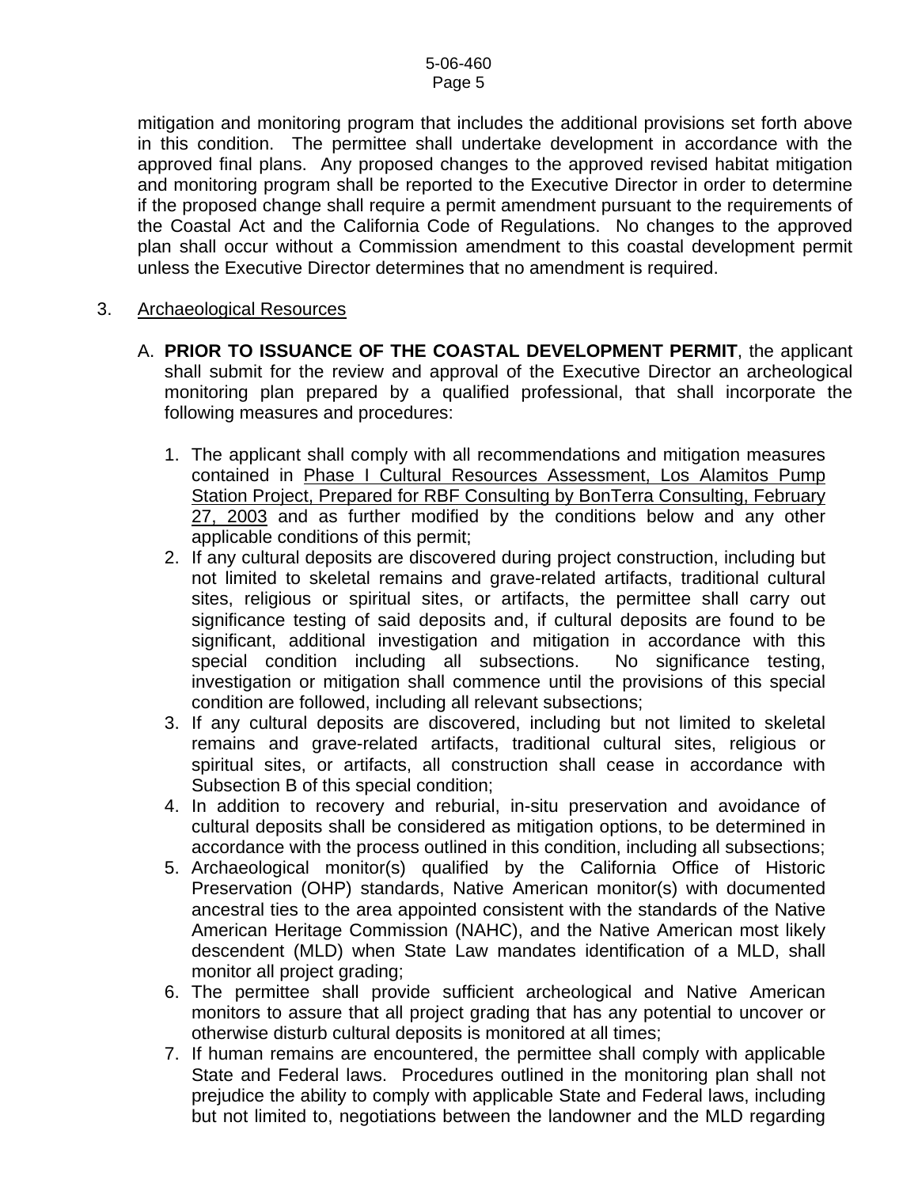mitigation and monitoring program that includes the additional provisions set forth above in this condition. The permittee shall undertake development in accordance with the approved final plans. Any proposed changes to the approved revised habitat mitigation and monitoring program shall be reported to the Executive Director in order to determine if the proposed change shall require a permit amendment pursuant to the requirements of the Coastal Act and the California Code of Regulations. No changes to the approved plan shall occur without a Commission amendment to this coastal development permit unless the Executive Director determines that no amendment is required.

3. <u>Archaeological Resources</u>

   A. **PRIOR TO ISSUANCE OF THE COASTAL DEVELOPMENT PERMIT**, the applicant shall submit for the review and approval of the Executive Director an archeological monitoring plan prepared by a qualified professional, that shall incorporate the following measures and procedures:

      1. The applicant shall comply with all recommendations and mitigation measures contained in <u>Phase I Cultural Resources Assessment, Los Alamitos Pump Station Project, Prepared for RBF Consulting by BonTerra Consulting, February 27, 2003</u> and as further modified by the conditions below and any other applicable conditions of this permit;
      2. If any cultural deposits are discovered during project construction, including but not limited to skeletal remains and grave-related artifacts, traditional cultural sites, religious or spiritual sites, or artifacts, the permittee shall carry out significance testing of said deposits and, if cultural deposits are found to be significant, additional investigation and mitigation in accordance with this special condition including all subsections. No significance testing, investigation or mitigation shall commence until the provisions of this special condition are followed, including all relevant subsections;
      3. If any cultural deposits are discovered, including but not limited to skeletal remains and grave-related artifacts, traditional cultural sites, religious or spiritual sites, or artifacts, all construction shall cease in accordance with Subsection B of this special condition;
      4. In addition to recovery and reburial, in-situ preservation and avoidance of cultural deposits shall be considered as mitigation options, to be determined in accordance with the process outlined in this condition, including all subsections;
      5. Archaeological monitor(s) qualified by the California Office of Historic Preservation (OHP) standards, Native American monitor(s) with documented ancestral ties to the area appointed consistent with the standards of the Native American Heritage Commission (NAHC), and the Native American most likely descendent (MLD) when State Law mandates identification of a MLD, shall monitor all project grading;
      6. The permittee shall provide sufficient archeological and Native American monitors to assure that all project grading that has any potential to uncover or otherwise disturb cultural deposits is monitored at all times;
      7. If human remains are encountered, the permittee shall comply with applicable State and Federal laws. Procedures outlined in the monitoring plan shall not prejudice the ability to comply with applicable State and Federal laws, including but not limited to, negotiations between the landowner and the MLD regarding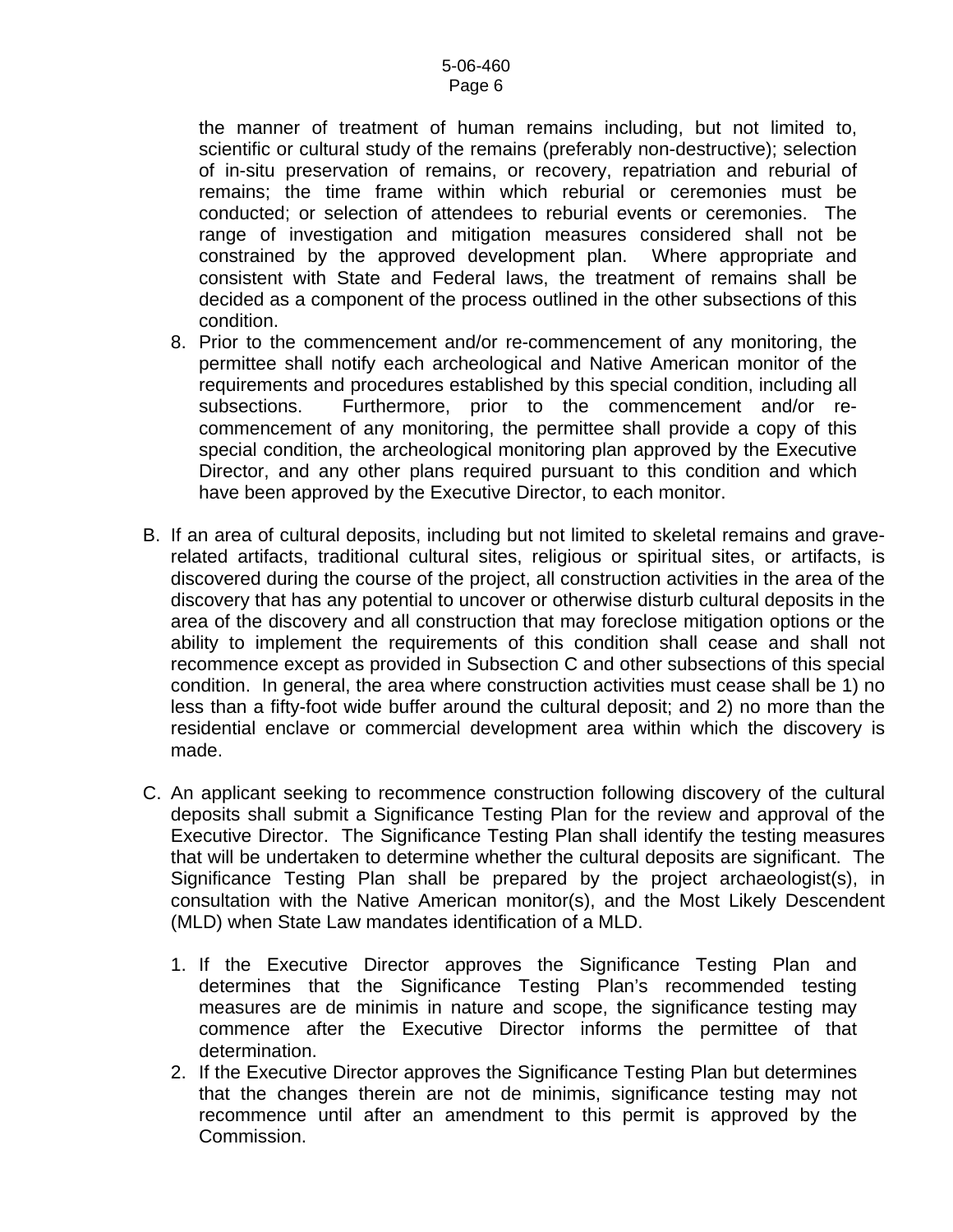the manner of treatment of human remains including, but not limited to, scientific or cultural study of the remains (preferably non-destructive); selection of in-situ preservation of remains, or recovery, repatriation and reburial of remains; the time frame within which reburial or ceremonies must be conducted; or selection of attendees to reburial events or ceremonies. The range of investigation and mitigation measures considered shall not be constrained by the approved development plan. Where appropriate and consistent with State and Federal laws, the treatment of remains shall be decided as a component of the process outlined in the other subsections of this condition.

8. Prior to the commencement and/or re-commencement of any monitoring, the permittee shall notify each archeological and Native American monitor of the requirements and procedures established by this special condition, including all subsections. Furthermore, prior to the commencement and/or re-commencement of any monitoring, the permittee shall provide a copy of this special condition, the archeological monitoring plan approved by the Executive Director, and any other plans required pursuant to this condition and which have been approved by the Executive Director, to each monitor.

B. If an area of cultural deposits, including but not limited to skeletal remains and grave-related artifacts, traditional cultural sites, religious or spiritual sites, or artifacts, is discovered during the course of the project, all construction activities in the area of the discovery that has any potential to uncover or otherwise disturb cultural deposits in the area of the discovery and all construction that may foreclose mitigation options or the ability to implement the requirements of this condition shall cease and shall not recommence except as provided in Subsection C and other subsections of this special condition. In general, the area where construction activities must cease shall be 1) no less than a fifty-foot wide buffer around the cultural deposit; and 2) no more than the residential enclave or commercial development area within which the discovery is made.

C. An applicant seeking to recommence construction following discovery of the cultural deposits shall submit a Significance Testing Plan for the review and approval of the Executive Director. The Significance Testing Plan shall identify the testing measures that will be undertaken to determine whether the cultural deposits are significant. The Significance Testing Plan shall be prepared by the project archaeologist(s), in consultation with the Native American monitor(s), and the Most Likely Descendent (MLD) when State Law mandates identification of a MLD.

   1. If the Executive Director approves the Significance Testing Plan and determines that the Significance Testing Plan's recommended testing measures are de minimis in nature and scope, the significance testing may commence after the Executive Director informs the permittee of that determination.
   2. If the Executive Director approves the Significance Testing Plan but determines that the changes therein are not de minimis, significance testing may not recommence until after an amendment to this permit is approved by the Commission.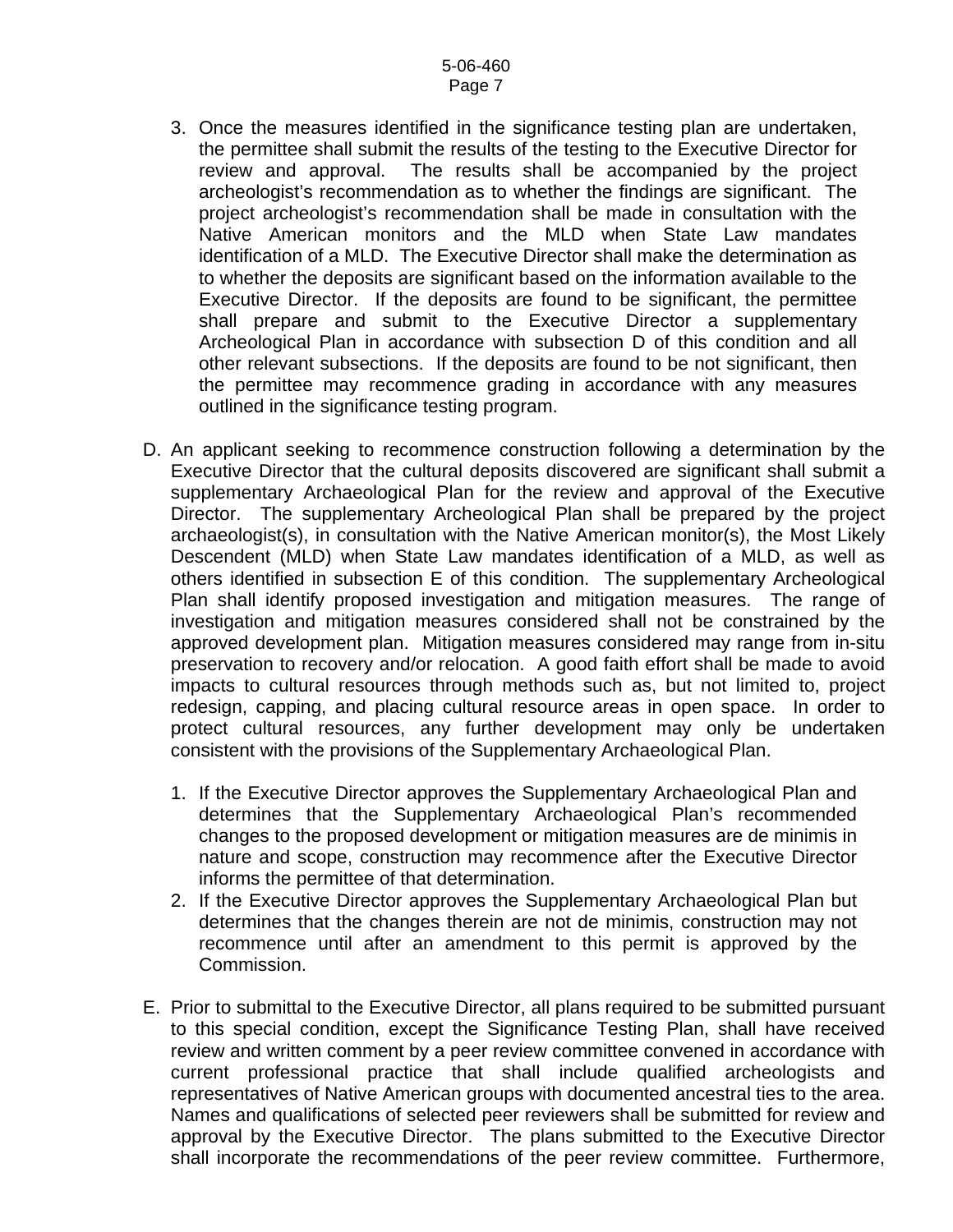3. Once the measures identified in the significance testing plan are undertaken, the permittee shall submit the results of the testing to the Executive Director for review and approval. The results shall be accompanied by the project archeologist's recommendation as to whether the findings are significant. The project archeologist's recommendation shall be made in consultation with the Native American monitors and the MLD when State Law mandates identification of a MLD. The Executive Director shall make the determination as to whether the deposits are significant based on the information available to the Executive Director. If the deposits are found to be significant, the permittee shall prepare and submit to the Executive Director a supplementary Archeological Plan in accordance with subsection D of this condition and all other relevant subsections. If the deposits are found to be not significant, then the permittee may recommence grading in accordance with any measures outlined in the significance testing program.

D. An applicant seeking to recommence construction following a determination by the Executive Director that the cultural deposits discovered are significant shall submit a supplementary Archaeological Plan for the review and approval of the Executive Director. The supplementary Archeological Plan shall be prepared by the project archaeologist(s), in consultation with the Native American monitor(s), the Most Likely Descendent (MLD) when State Law mandates identification of a MLD, as well as others identified in subsection E of this condition. The supplementary Archeological Plan shall identify proposed investigation and mitigation measures. The range of investigation and mitigation measures considered shall not be constrained by the approved development plan. Mitigation measures considered may range from in-situ preservation to recovery and/or relocation. A good faith effort shall be made to avoid impacts to cultural resources through methods such as, but not limited to, project redesign, capping, and placing cultural resource areas in open space. In order to protect cultural resources, any further development may only be undertaken consistent with the provisions of the Supplementary Archaeological Plan.

   1. If the Executive Director approves the Supplementary Archaeological Plan and determines that the Supplementary Archaeological Plan's recommended changes to the proposed development or mitigation measures are de minimis in nature and scope, construction may recommence after the Executive Director informs the permittee of that determination.
   2. If the Executive Director approves the Supplementary Archaeological Plan but determines that the changes therein are not de minimis, construction may not recommence until after an amendment to this permit is approved by the Commission.

E. Prior to submittal to the Executive Director, all plans required to be submitted pursuant to this special condition, except the Significance Testing Plan, shall have received review and written comment by a peer review committee convened in accordance with current professional practice that shall include qualified archeologists and representatives of Native American groups with documented ancestral ties to the area. Names and qualifications of selected peer reviewers shall be submitted for review and approval by the Executive Director. The plans submitted to the Executive Director shall incorporate the recommendations of the peer review committee. Furthermore,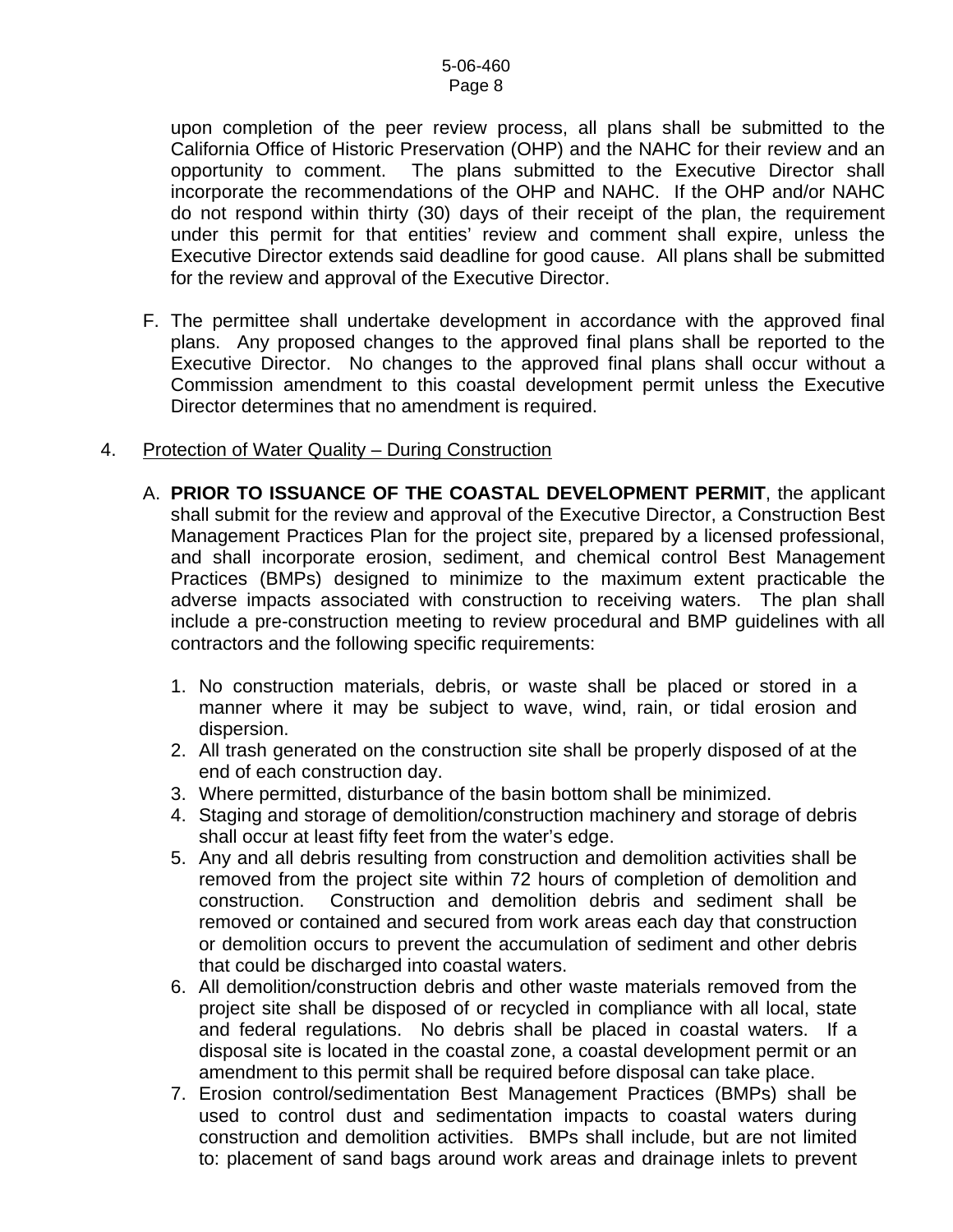upon completion of the peer review process, all plans shall be submitted to the California Office of Historic Preservation (OHP) and the NAHC for their review and an opportunity to comment. The plans submitted to the Executive Director shall incorporate the recommendations of the OHP and NAHC. If the OHP and/or NAHC do not respond within thirty (30) days of their receipt of the plan, the requirement under this permit for that entities' review and comment shall expire, unless the Executive Director extends said deadline for good cause. All plans shall be submitted for the review and approval of the Executive Director.

F. The permittee shall undertake development in accordance with the approved final plans. Any proposed changes to the approved final plans shall be reported to the Executive Director. No changes to the approved final plans shall occur without a Commission amendment to this coastal development permit unless the Executive Director determines that no amendment is required.

4. Protection of Water Quality – During Construction

A. **PRIOR TO ISSUANCE OF THE COASTAL DEVELOPMENT PERMIT**, the applicant shall submit for the review and approval of the Executive Director, a Construction Best Management Practices Plan for the project site, prepared by a licensed professional, and shall incorporate erosion, sediment, and chemical control Best Management Practices (BMPs) designed to minimize to the maximum extent practicable the adverse impacts associated with construction to receiving waters. The plan shall include a pre-construction meeting to review procedural and BMP guidelines with all contractors and the following specific requirements:

1. No construction materials, debris, or waste shall be placed or stored in a manner where it may be subject to wave, wind, rain, or tidal erosion and dispersion.
2. All trash generated on the construction site shall be properly disposed of at the end of each construction day.
3. Where permitted, disturbance of the basin bottom shall be minimized.
4. Staging and storage of demolition/construction machinery and storage of debris shall occur at least fifty feet from the water's edge.
5. Any and all debris resulting from construction and demolition activities shall be removed from the project site within 72 hours of completion of demolition and construction. Construction and demolition debris and sediment shall be removed or contained and secured from work areas each day that construction or demolition occurs to prevent the accumulation of sediment and other debris that could be discharged into coastal waters.
6. All demolition/construction debris and other waste materials removed from the project site shall be disposed of or recycled in compliance with all local, state and federal regulations. No debris shall be placed in coastal waters. If a disposal site is located in the coastal zone, a coastal development permit or an amendment to this permit shall be required before disposal can take place.
7. Erosion control/sedimentation Best Management Practices (BMPs) shall be used to control dust and sedimentation impacts to coastal waters during construction and demolition activities. BMPs shall include, but are not limited to: placement of sand bags around work areas and drainage inlets to prevent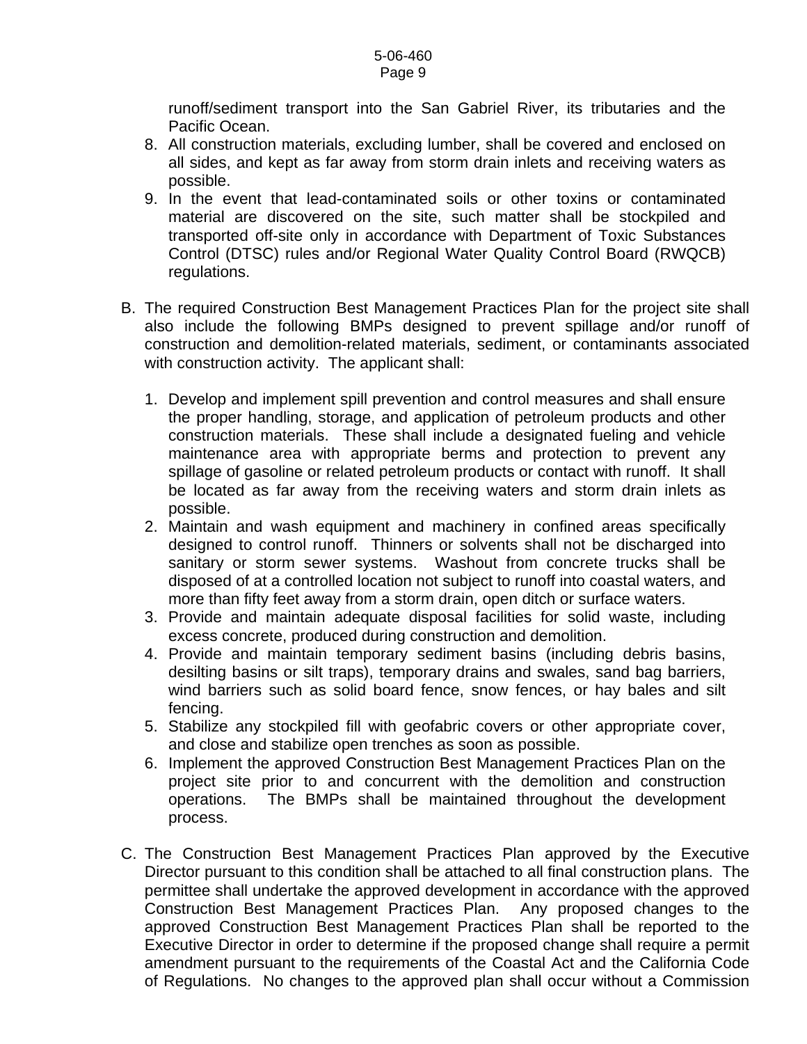runoff/sediment transport into the San Gabriel River, its tributaries and the Pacific Ocean.

8. All construction materials, excluding lumber, shall be covered and enclosed on all sides, and kept as far away from storm drain inlets and receiving waters as possible.
9. In the event that lead-contaminated soils or other toxins or contaminated material are discovered on the site, such matter shall be stockpiled and transported off-site only in accordance with Department of Toxic Substances Control (DTSC) rules and/or Regional Water Quality Control Board (RWQCB) regulations.

B. The required Construction Best Management Practices Plan for the project site shall also include the following BMPs designed to prevent spillage and/or runoff of construction and demolition-related materials, sediment, or contaminants associated with construction activity. The applicant shall:

1. Develop and implement spill prevention and control measures and shall ensure the proper handling, storage, and application of petroleum products and other construction materials. These shall include a designated fueling and vehicle maintenance area with appropriate berms and protection to prevent any spillage of gasoline or related petroleum products or contact with runoff. It shall be located as far away from the receiving waters and storm drain inlets as possible.
2. Maintain and wash equipment and machinery in confined areas specifically designed to control runoff. Thinners or solvents shall not be discharged into sanitary or storm sewer systems. Washout from concrete trucks shall be disposed of at a controlled location not subject to runoff into coastal waters, and more than fifty feet away from a storm drain, open ditch or surface waters.
3. Provide and maintain adequate disposal facilities for solid waste, including excess concrete, produced during construction and demolition.
4. Provide and maintain temporary sediment basins (including debris basins, desilting basins or silt traps), temporary drains and swales, sand bag barriers, wind barriers such as solid board fence, snow fences, or hay bales and silt fencing.
5. Stabilize any stockpiled fill with geofabric covers or other appropriate cover, and close and stabilize open trenches as soon as possible.
6. Implement the approved Construction Best Management Practices Plan on the project site prior to and concurrent with the demolition and construction operations. The BMPs shall be maintained throughout the development process.

C. The Construction Best Management Practices Plan approved by the Executive Director pursuant to this condition shall be attached to all final construction plans. The permittee shall undertake the approved development in accordance with the approved Construction Best Management Practices Plan. Any proposed changes to the approved Construction Best Management Practices Plan shall be reported to the Executive Director in order to determine if the proposed change shall require a permit amendment pursuant to the requirements of the Coastal Act and the California Code of Regulations. No changes to the approved plan shall occur without a Commission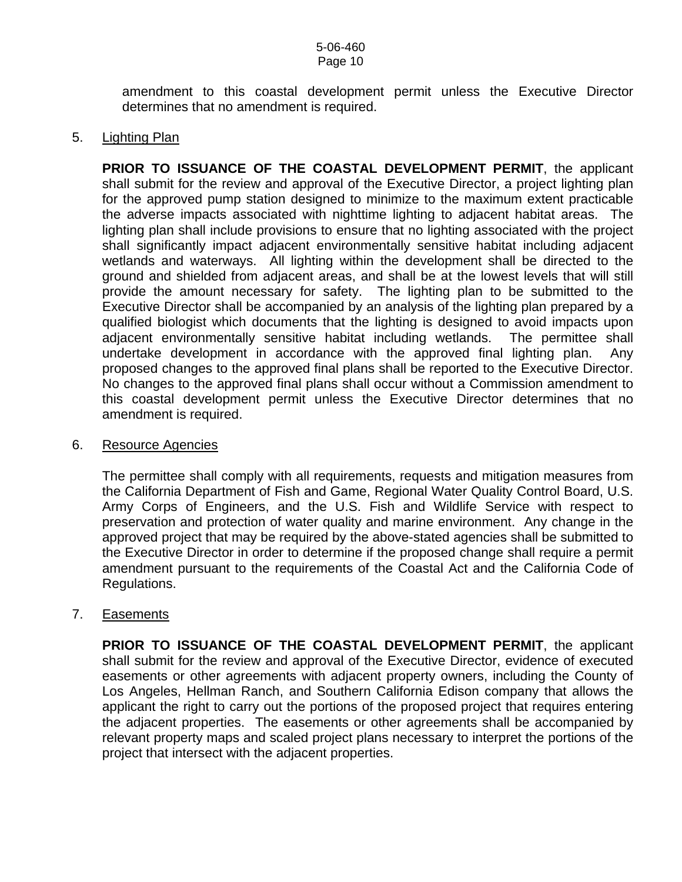amendment to this coastal development permit unless the Executive Director determines that no amendment is required.

5. Lighting Plan

**PRIOR TO ISSUANCE OF THE COASTAL DEVELOPMENT PERMIT**, the applicant shall submit for the review and approval of the Executive Director, a project lighting plan for the approved pump station designed to minimize to the maximum extent practicable the adverse impacts associated with nighttime lighting to adjacent habitat areas. The lighting plan shall include provisions to ensure that no lighting associated with the project shall significantly impact adjacent environmentally sensitive habitat including adjacent wetlands and waterways. All lighting within the development shall be directed to the ground and shielded from adjacent areas, and shall be at the lowest levels that will still provide the amount necessary for safety. The lighting plan to be submitted to the Executive Director shall be accompanied by an analysis of the lighting plan prepared by a qualified biologist which documents that the lighting is designed to avoid impacts upon adjacent environmentally sensitive habitat including wetlands. The permittee shall undertake development in accordance with the approved final lighting plan. Any proposed changes to the approved final plans shall be reported to the Executive Director. No changes to the approved final plans shall occur without a Commission amendment to this coastal development permit unless the Executive Director determines that no amendment is required.

6. Resource Agencies

The permittee shall comply with all requirements, requests and mitigation measures from the California Department of Fish and Game, Regional Water Quality Control Board, U.S. Army Corps of Engineers, and the U.S. Fish and Wildlife Service with respect to preservation and protection of water quality and marine environment. Any change in the approved project that may be required by the above-stated agencies shall be submitted to the Executive Director in order to determine if the proposed change shall require a permit amendment pursuant to the requirements of the Coastal Act and the California Code of Regulations.

7. Easements

**PRIOR TO ISSUANCE OF THE COASTAL DEVELOPMENT PERMIT**, the applicant shall submit for the review and approval of the Executive Director, evidence of executed easements or other agreements with adjacent property owners, including the County of Los Angeles, Hellman Ranch, and Southern California Edison company that allows the applicant the right to carry out the portions of the proposed project that requires entering the adjacent properties. The easements or other agreements shall be accompanied by relevant property maps and scaled project plans necessary to interpret the portions of the project that intersect with the adjacent properties.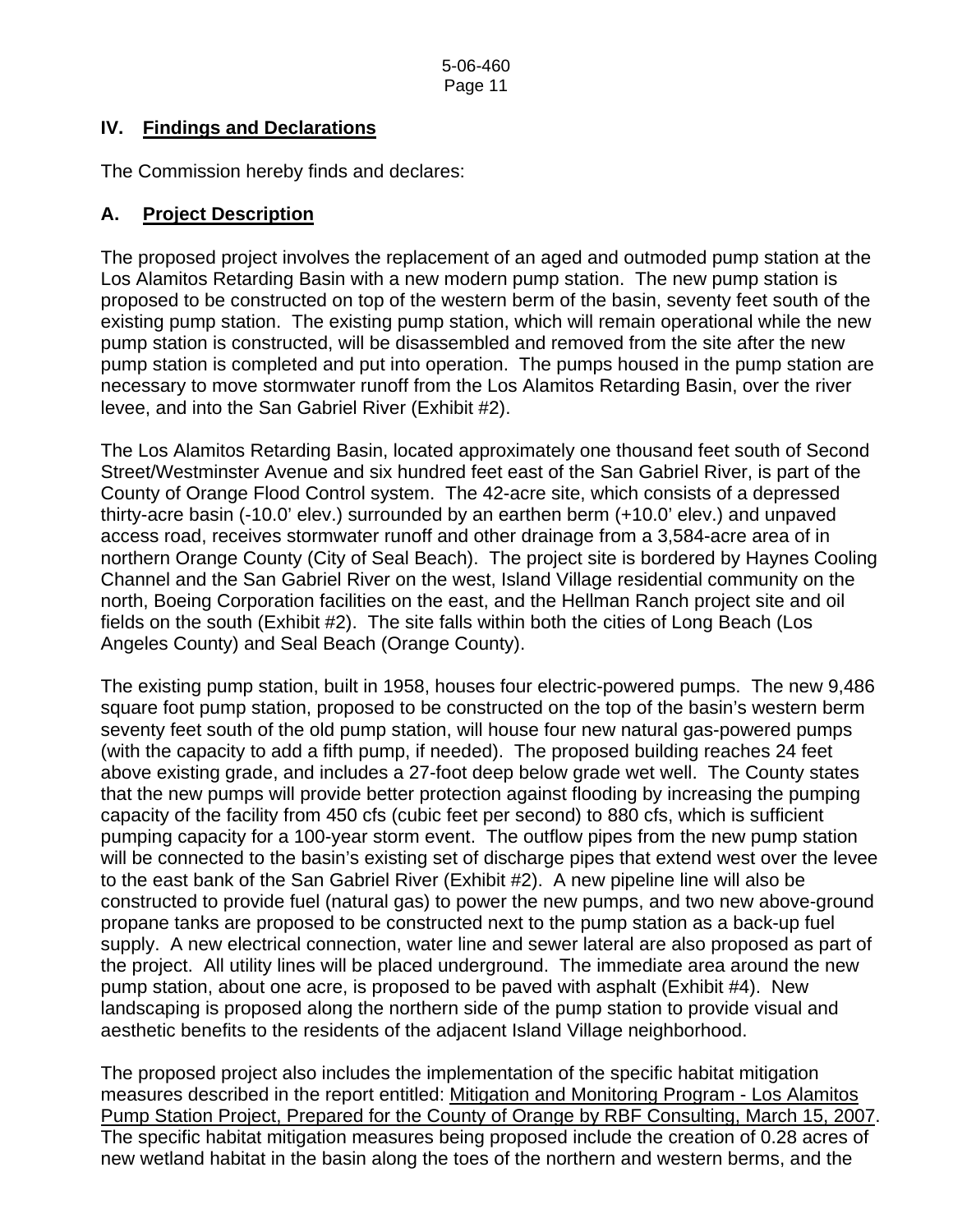## IV. Findings and Declarations

The Commission hereby finds and declares:

### A. Project Description

The proposed project involves the replacement of an aged and outmoded pump station at the Los Alamitos Retarding Basin with a new modern pump station. The new pump station is proposed to be constructed on top of the western berm of the basin, seventy feet south of the existing pump station. The existing pump station, which will remain operational while the new pump station is constructed, will be disassembled and removed from the site after the new pump station is completed and put into operation. The pumps housed in the pump station are necessary to move stormwater runoff from the Los Alamitos Retarding Basin, over the river levee, and into the San Gabriel River (Exhibit #2).

The Los Alamitos Retarding Basin, located approximately one thousand feet south of Second Street/Westminster Avenue and six hundred feet east of the San Gabriel River, is part of the County of Orange Flood Control system. The 42-acre site, which consists of a depressed thirty-acre basin (-10.0' elev.) surrounded by an earthen berm (+10.0' elev.) and unpaved access road, receives stormwater runoff and other drainage from a 3,584-acre area of in northern Orange County (City of Seal Beach). The project site is bordered by Haynes Cooling Channel and the San Gabriel River on the west, Island Village residential community on the north, Boeing Corporation facilities on the east, and the Hellman Ranch project site and oil fields on the south (Exhibit #2). The site falls within both the cities of Long Beach (Los Angeles County) and Seal Beach (Orange County).

The existing pump station, built in 1958, houses four electric-powered pumps. The new 9,486 square foot pump station, proposed to be constructed on the top of the basin's western berm seventy feet south of the old pump station, will house four new natural gas-powered pumps (with the capacity to add a fifth pump, if needed). The proposed building reaches 24 feet above existing grade, and includes a 27-foot deep below grade wet well. The County states that the new pumps will provide better protection against flooding by increasing the pumping capacity of the facility from 450 cfs (cubic feet per second) to 880 cfs, which is sufficient pumping capacity for a 100-year storm event. The outflow pipes from the new pump station will be connected to the basin's existing set of discharge pipes that extend west over the levee to the east bank of the San Gabriel River (Exhibit #2). A new pipeline line will also be constructed to provide fuel (natural gas) to power the new pumps, and two new above-ground propane tanks are proposed to be constructed next to the pump station as a back-up fuel supply. A new electrical connection, water line and sewer lateral are also proposed as part of the project. All utility lines will be placed underground. The immediate area around the new pump station, about one acre, is proposed to be paved with asphalt (Exhibit #4). New landscaping is proposed along the northern side of the pump station to provide visual and aesthetic benefits to the residents of the adjacent Island Village neighborhood.

The proposed project also includes the implementation of the specific habitat mitigation measures described in the report entitled: Mitigation and Monitoring Program - Los Alamitos Pump Station Project, Prepared for the County of Orange by RBF Consulting, March 15, 2007. The specific habitat mitigation measures being proposed include the creation of 0.28 acres of new wetland habitat in the basin along the toes of the northern and western berms, and the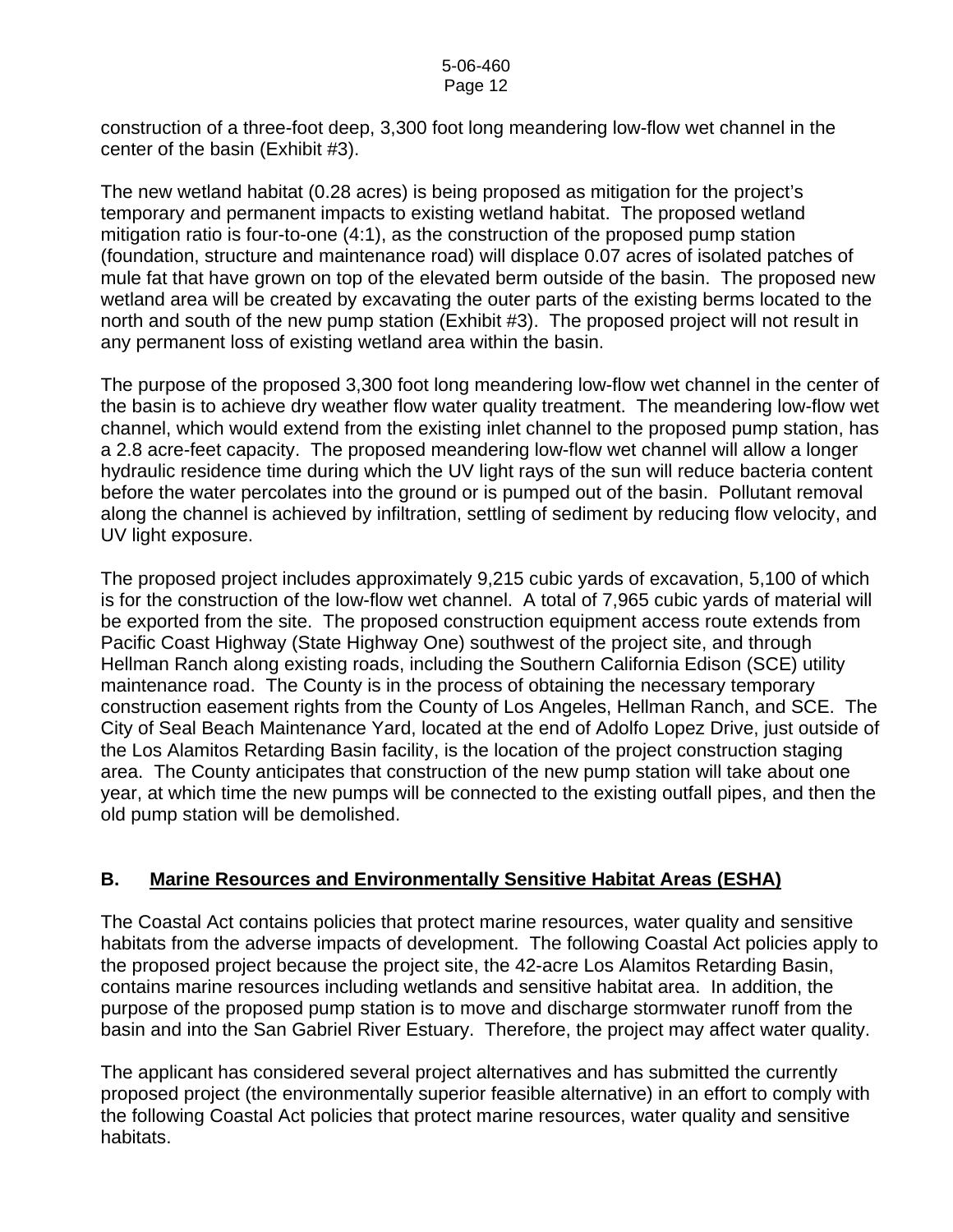construction of a three-foot deep, 3,300 foot long meandering low-flow wet channel in the center of the basin (Exhibit #3).

The new wetland habitat (0.28 acres) is being proposed as mitigation for the project's temporary and permanent impacts to existing wetland habitat. The proposed wetland mitigation ratio is four-to-one (4:1), as the construction of the proposed pump station (foundation, structure and maintenance road) will displace 0.07 acres of isolated patches of mule fat that have grown on top of the elevated berm outside of the basin. The proposed new wetland area will be created by excavating the outer parts of the existing berms located to the north and south of the new pump station (Exhibit #3). The proposed project will not result in any permanent loss of existing wetland area within the basin.

The purpose of the proposed 3,300 foot long meandering low-flow wet channel in the center of the basin is to achieve dry weather flow water quality treatment. The meandering low-flow wet channel, which would extend from the existing inlet channel to the proposed pump station, has a 2.8 acre-feet capacity. The proposed meandering low-flow wet channel will allow a longer hydraulic residence time during which the UV light rays of the sun will reduce bacteria content before the water percolates into the ground or is pumped out of the basin. Pollutant removal along the channel is achieved by infiltration, settling of sediment by reducing flow velocity, and UV light exposure.

The proposed project includes approximately 9,215 cubic yards of excavation, 5,100 of which is for the construction of the low-flow wet channel. A total of 7,965 cubic yards of material will be exported from the site. The proposed construction equipment access route extends from Pacific Coast Highway (State Highway One) southwest of the project site, and through Hellman Ranch along existing roads, including the Southern California Edison (SCE) utility maintenance road. The County is in the process of obtaining the necessary temporary construction easement rights from the County of Los Angeles, Hellman Ranch, and SCE. The City of Seal Beach Maintenance Yard, located at the end of Adolfo Lopez Drive, just outside of the Los Alamitos Retarding Basin facility, is the location of the project construction staging area. The County anticipates that construction of the new pump station will take about one year, at which time the new pumps will be connected to the existing outfall pipes, and then the old pump station will be demolished.

## B. Marine Resources and Environmentally Sensitive Habitat Areas (ESHA)

The Coastal Act contains policies that protect marine resources, water quality and sensitive habitats from the adverse impacts of development. The following Coastal Act policies apply to the proposed project because the project site, the 42-acre Los Alamitos Retarding Basin, contains marine resources including wetlands and sensitive habitat area. In addition, the purpose of the proposed pump station is to move and discharge stormwater runoff from the basin and into the San Gabriel River Estuary. Therefore, the project may affect water quality.

The applicant has considered several project alternatives and has submitted the currently proposed project (the environmentally superior feasible alternative) in an effort to comply with the following Coastal Act policies that protect marine resources, water quality and sensitive habitats.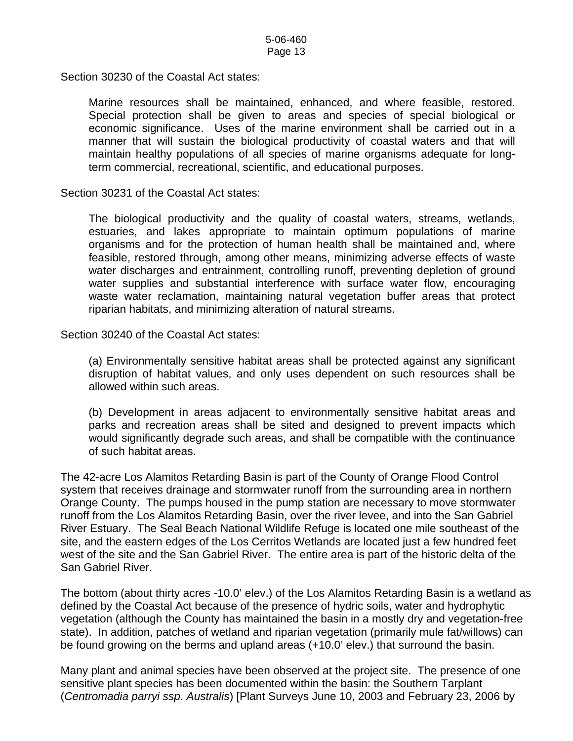Section 30230 of the Coastal Act states:

> Marine resources shall be maintained, enhanced, and where feasible, restored. Special protection shall be given to areas and species of special biological or economic significance. Uses of the marine environment shall be carried out in a manner that will sustain the biological productivity of coastal waters and that will maintain healthy populations of all species of marine organisms adequate for long-term commercial, recreational, scientific, and educational purposes.

Section 30231 of the Coastal Act states:

> The biological productivity and the quality of coastal waters, streams, wetlands, estuaries, and lakes appropriate to maintain optimum populations of marine organisms and for the protection of human health shall be maintained and, where feasible, restored through, among other means, minimizing adverse effects of waste water discharges and entrainment, controlling runoff, preventing depletion of ground water supplies and substantial interference with surface water flow, encouraging waste water reclamation, maintaining natural vegetation buffer areas that protect riparian habitats, and minimizing alteration of natural streams.

Section 30240 of the Coastal Act states:

> (a) Environmentally sensitive habitat areas shall be protected against any significant disruption of habitat values, and only uses dependent on such resources shall be allowed within such areas.
>
> (b) Development in areas adjacent to environmentally sensitive habitat areas and parks and recreation areas shall be sited and designed to prevent impacts which would significantly degrade such areas, and shall be compatible with the continuance of such habitat areas.

The 42-acre Los Alamitos Retarding Basin is part of the County of Orange Flood Control system that receives drainage and stormwater runoff from the surrounding area in northern Orange County. The pumps housed in the pump station are necessary to move stormwater runoff from the Los Alamitos Retarding Basin, over the river levee, and into the San Gabriel River Estuary. The Seal Beach National Wildlife Refuge is located one mile southeast of the site, and the eastern edges of the Los Cerritos Wetlands are located just a few hundred feet west of the site and the San Gabriel River. The entire area is part of the historic delta of the San Gabriel River.

The bottom (about thirty acres -10.0' elev.) of the Los Alamitos Retarding Basin is a wetland as defined by the Coastal Act because of the presence of hydric soils, water and hydrophytic vegetation (although the County has maintained the basin in a mostly dry and vegetation-free state). In addition, patches of wetland and riparian vegetation (primarily mule fat/willows) can be found growing on the berms and upland areas (+10.0' elev.) that surround the basin.

Many plant and animal species have been observed at the project site. The presence of one sensitive plant species has been documented within the basin: the Southern Tarplant (*Centromadia parryi ssp. Australis*) [Plant Surveys June 10, 2003 and February 23, 2006 by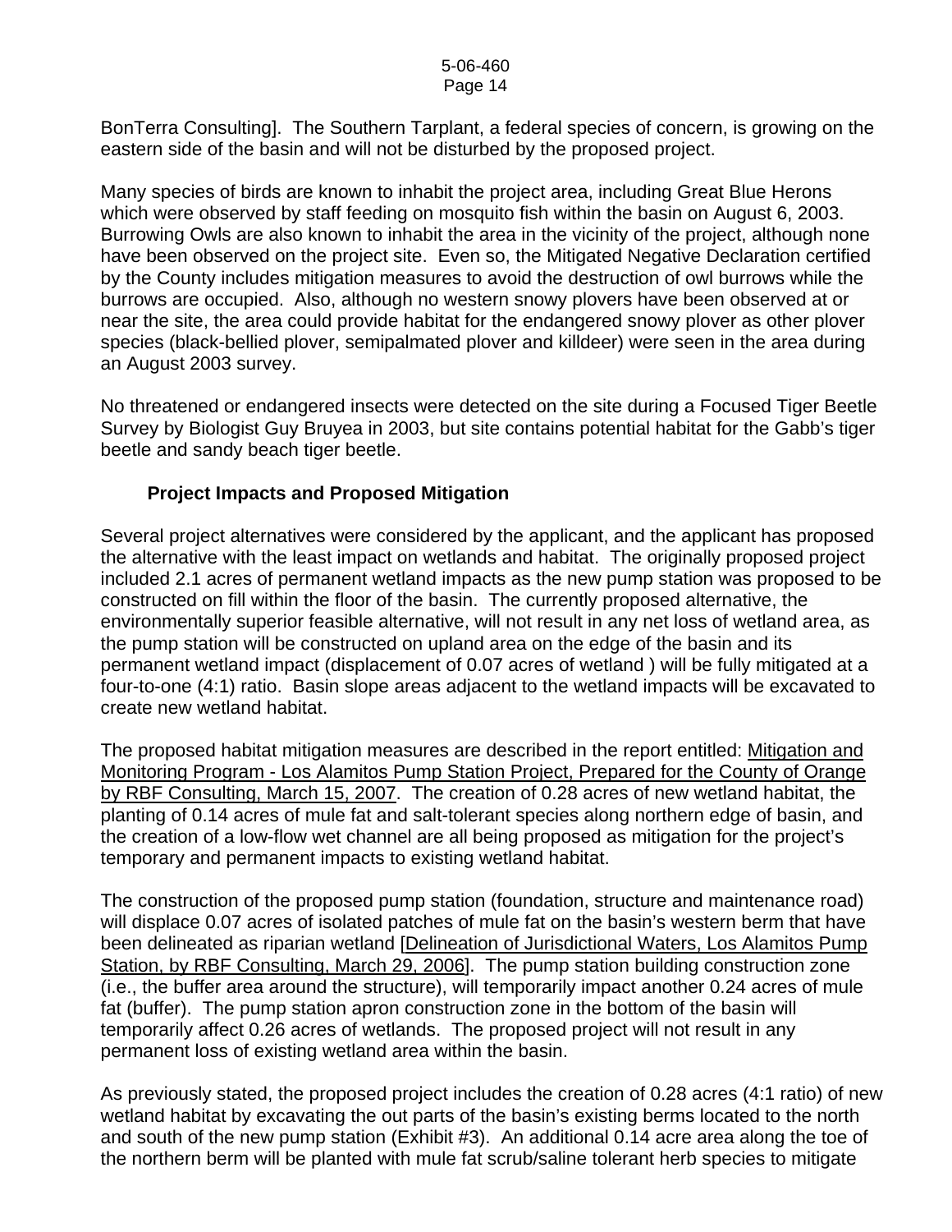BonTerra Consulting]. The Southern Tarplant, a federal species of concern, is growing on the eastern side of the basin and will not be disturbed by the proposed project.

Many species of birds are known to inhabit the project area, including Great Blue Herons which were observed by staff feeding on mosquito fish within the basin on August 6, 2003. Burrowing Owls are also known to inhabit the area in the vicinity of the project, although none have been observed on the project site. Even so, the Mitigated Negative Declaration certified by the County includes mitigation measures to avoid the destruction of owl burrows while the burrows are occupied. Also, although no western snowy plovers have been observed at or near the site, the area could provide habitat for the endangered snowy plover as other plover species (black-bellied plover, semipalmated plover and killdeer) were seen in the area during an August 2003 survey.

No threatened or endangered insects were detected on the site during a Focused Tiger Beetle Survey by Biologist Guy Bruyea in 2003, but site contains potential habitat for the Gabb's tiger beetle and sandy beach tiger beetle.

### Project Impacts and Proposed Mitigation

Several project alternatives were considered by the applicant, and the applicant has proposed the alternative with the least impact on wetlands and habitat. The originally proposed project included 2.1 acres of permanent wetland impacts as the new pump station was proposed to be constructed on fill within the floor of the basin. The currently proposed alternative, the environmentally superior feasible alternative, will not result in any net loss of wetland area, as the pump station will be constructed on upland area on the edge of the basin and its permanent wetland impact (displacement of 0.07 acres of wetland ) will be fully mitigated at a four-to-one (4:1) ratio. Basin slope areas adjacent to the wetland impacts will be excavated to create new wetland habitat.

The proposed habitat mitigation measures are described in the report entitled: Mitigation and Monitoring Program - Los Alamitos Pump Station Project, Prepared for the County of Orange by RBF Consulting, March 15, 2007. The creation of 0.28 acres of new wetland habitat, the planting of 0.14 acres of mule fat and salt-tolerant species along northern edge of basin, and the creation of a low-flow wet channel are all being proposed as mitigation for the project's temporary and permanent impacts to existing wetland habitat.

The construction of the proposed pump station (foundation, structure and maintenance road) will displace 0.07 acres of isolated patches of mule fat on the basin's western berm that have been delineated as riparian wetland [Delineation of Jurisdictional Waters, Los Alamitos Pump Station, by RBF Consulting, March 29, 2006]. The pump station building construction zone (i.e., the buffer area around the structure), will temporarily impact another 0.24 acres of mule fat (buffer). The pump station apron construction zone in the bottom of the basin will temporarily affect 0.26 acres of wetlands. The proposed project will not result in any permanent loss of existing wetland area within the basin.

As previously stated, the proposed project includes the creation of 0.28 acres (4:1 ratio) of new wetland habitat by excavating the out parts of the basin's existing berms located to the north and south of the new pump station (Exhibit #3). An additional 0.14 acre area along the toe of the northern berm will be planted with mule fat scrub/saline tolerant herb species to mitigate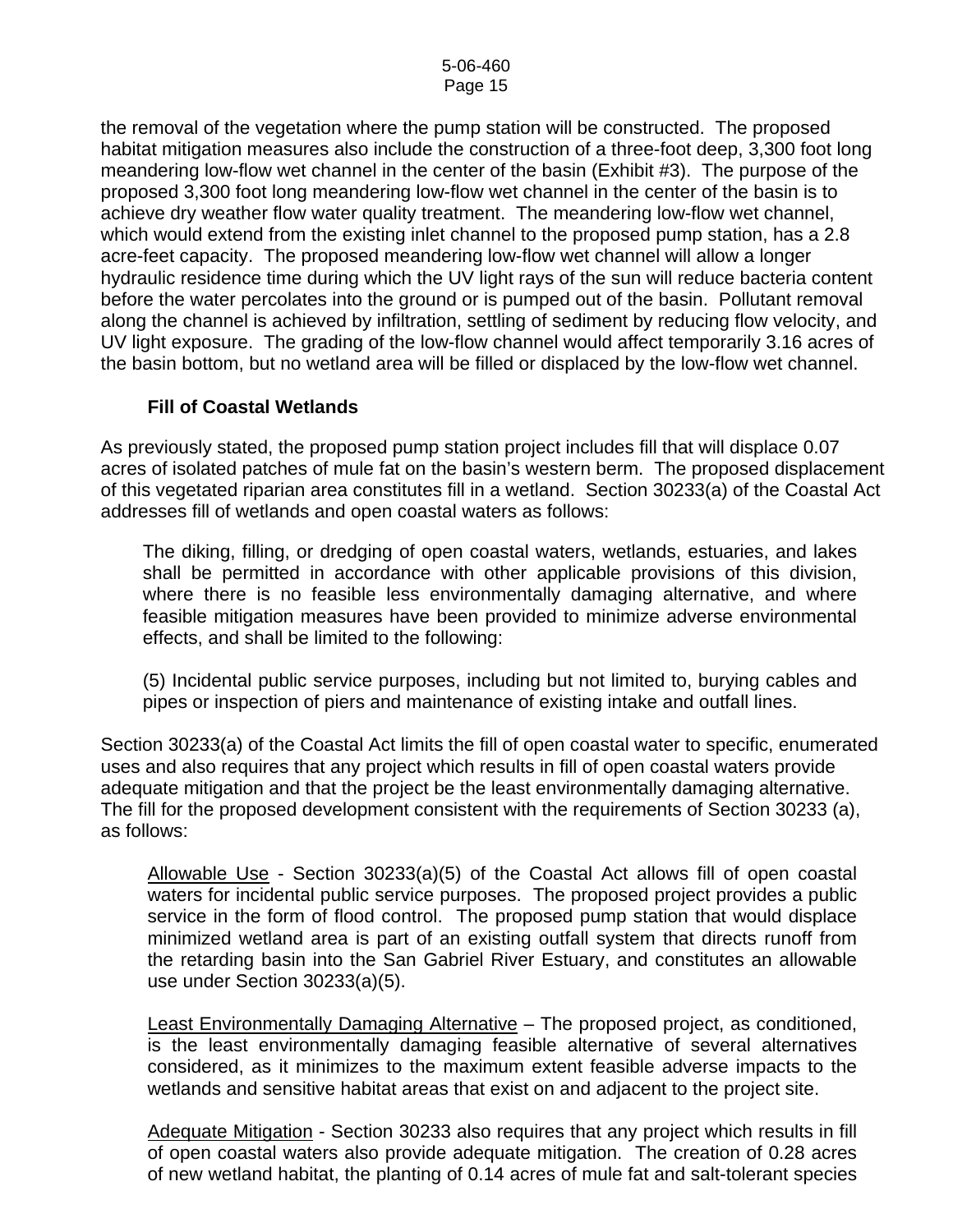the removal of the vegetation where the pump station will be constructed. The proposed habitat mitigation measures also include the construction of a three-foot deep, 3,300 foot long meandering low-flow wet channel in the center of the basin (Exhibit #3). The purpose of the proposed 3,300 foot long meandering low-flow wet channel in the center of the basin is to achieve dry weather flow water quality treatment. The meandering low-flow wet channel, which would extend from the existing inlet channel to the proposed pump station, has a 2.8 acre-feet capacity. The proposed meandering low-flow wet channel will allow a longer hydraulic residence time during which the UV light rays of the sun will reduce bacteria content before the water percolates into the ground or is pumped out of the basin. Pollutant removal along the channel is achieved by infiltration, settling of sediment by reducing flow velocity, and UV light exposure. The grading of the low-flow channel would affect temporarily 3.16 acres of the basin bottom, but no wetland area will be filled or displaced by the low-flow wet channel.

### Fill of Coastal Wetlands

As previously stated, the proposed pump station project includes fill that will displace 0.07 acres of isolated patches of mule fat on the basin's western berm. The proposed displacement of this vegetated riparian area constitutes fill in a wetland. Section 30233(a) of the Coastal Act addresses fill of wetlands and open coastal waters as follows:

> The diking, filling, or dredging of open coastal waters, wetlands, estuaries, and lakes shall be permitted in accordance with other applicable provisions of this division, where there is no feasible less environmentally damaging alternative, and where feasible mitigation measures have been provided to minimize adverse environmental effects, and shall be limited to the following:
>
> (5) Incidental public service purposes, including but not limited to, burying cables and pipes or inspection of piers and maintenance of existing intake and outfall lines.

Section 30233(a) of the Coastal Act limits the fill of open coastal water to specific, enumerated uses and also requires that any project which results in fill of open coastal waters provide adequate mitigation and that the project be the least environmentally damaging alternative. The fill for the proposed development consistent with the requirements of Section 30233 (a), as follows:

> Allowable Use - Section 30233(a)(5) of the Coastal Act allows fill of open coastal waters for incidental public service purposes. The proposed project provides a public service in the form of flood control. The proposed pump station that would displace minimized wetland area is part of an existing outfall system that directs runoff from the retarding basin into the San Gabriel River Estuary, and constitutes an allowable use under Section 30233(a)(5).
>
> Least Environmentally Damaging Alternative – The proposed project, as conditioned, is the least environmentally damaging feasible alternative of several alternatives considered, as it minimizes to the maximum extent feasible adverse impacts to the wetlands and sensitive habitat areas that exist on and adjacent to the project site.
>
> Adequate Mitigation - Section 30233 also requires that any project which results in fill of open coastal waters also provide adequate mitigation. The creation of 0.28 acres of new wetland habitat, the planting of 0.14 acres of mule fat and salt-tolerant species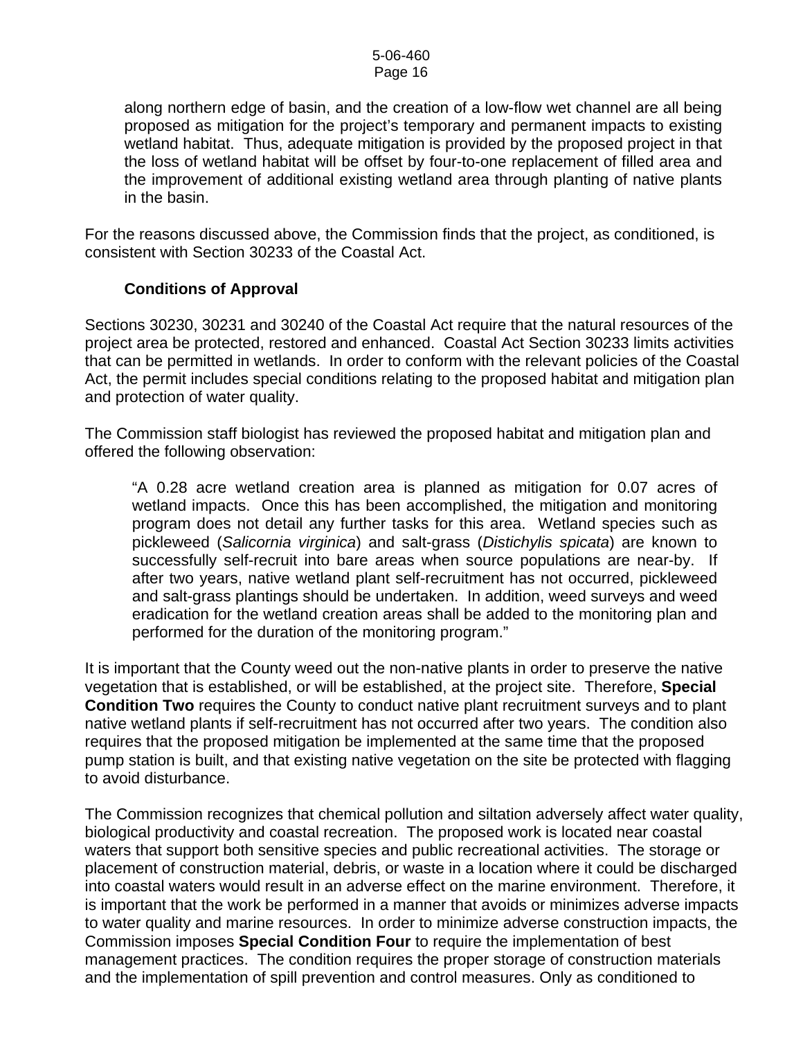along northern edge of basin, and the creation of a low-flow wet channel are all being proposed as mitigation for the project's temporary and permanent impacts to existing wetland habitat. Thus, adequate mitigation is provided by the proposed project in that the loss of wetland habitat will be offset by four-to-one replacement of filled area and the improvement of additional existing wetland area through planting of native plants in the basin.

For the reasons discussed above, the Commission finds that the project, as conditioned, is consistent with Section 30233 of the Coastal Act.

**Conditions of Approval**

Sections 30230, 30231 and 30240 of the Coastal Act require that the natural resources of the project area be protected, restored and enhanced. Coastal Act Section 30233 limits activities that can be permitted in wetlands. In order to conform with the relevant policies of the Coastal Act, the permit includes special conditions relating to the proposed habitat and mitigation plan and protection of water quality.

The Commission staff biologist has reviewed the proposed habitat and mitigation plan and offered the following observation:

> "A 0.28 acre wetland creation area is planned as mitigation for 0.07 acres of wetland impacts. Once this has been accomplished, the mitigation and monitoring program does not detail any further tasks for this area. Wetland species such as pickleweed (*Salicornia virginica*) and salt-grass (*Distichylis spicata*) are known to successfully self-recruit into bare areas when source populations are near-by. If after two years, native wetland plant self-recruitment has not occurred, pickleweed and salt-grass plantings should be undertaken. In addition, weed surveys and weed eradication for the wetland creation areas shall be added to the monitoring plan and performed for the duration of the monitoring program."

It is important that the County weed out the non-native plants in order to preserve the native vegetation that is established, or will be established, at the project site. Therefore, **Special Condition Two** requires the County to conduct native plant recruitment surveys and to plant native wetland plants if self-recruitment has not occurred after two years. The condition also requires that the proposed mitigation be implemented at the same time that the proposed pump station is built, and that existing native vegetation on the site be protected with flagging to avoid disturbance.

The Commission recognizes that chemical pollution and siltation adversely affect water quality, biological productivity and coastal recreation. The proposed work is located near coastal waters that support both sensitive species and public recreational activities. The storage or placement of construction material, debris, or waste in a location where it could be discharged into coastal waters would result in an adverse effect on the marine environment. Therefore, it is important that the work be performed in a manner that avoids or minimizes adverse impacts to water quality and marine resources. In order to minimize adverse construction impacts, the Commission imposes **Special Condition Four** to require the implementation of best management practices. The condition requires the proper storage of construction materials and the implementation of spill prevention and control measures. Only as conditioned to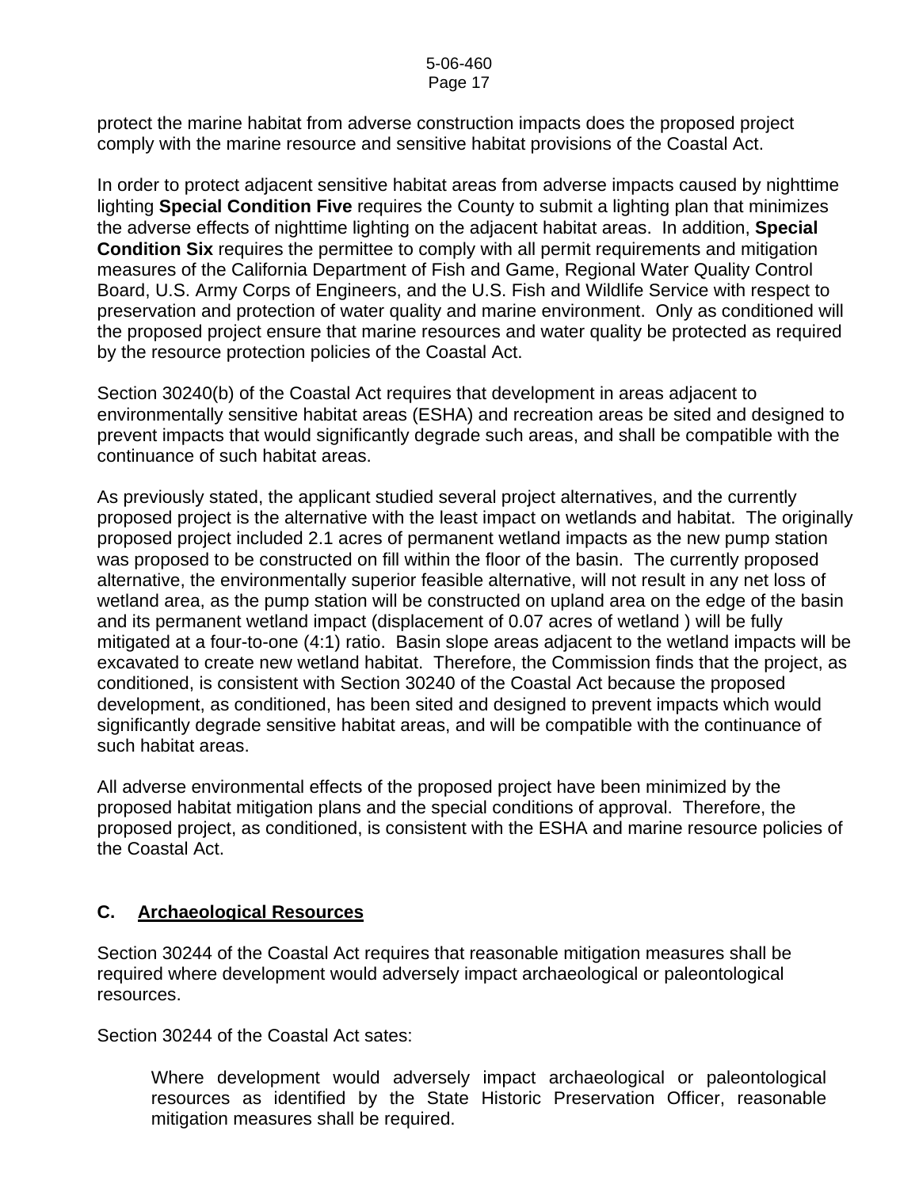protect the marine habitat from adverse construction impacts does the proposed project comply with the marine resource and sensitive habitat provisions of the Coastal Act.

In order to protect adjacent sensitive habitat areas from adverse impacts caused by nighttime lighting **Special Condition Five** requires the County to submit a lighting plan that minimizes the adverse effects of nighttime lighting on the adjacent habitat areas. In addition, **Special Condition Six** requires the permittee to comply with all permit requirements and mitigation measures of the California Department of Fish and Game, Regional Water Quality Control Board, U.S. Army Corps of Engineers, and the U.S. Fish and Wildlife Service with respect to preservation and protection of water quality and marine environment. Only as conditioned will the proposed project ensure that marine resources and water quality be protected as required by the resource protection policies of the Coastal Act.

Section 30240(b) of the Coastal Act requires that development in areas adjacent to environmentally sensitive habitat areas (ESHA) and recreation areas be sited and designed to prevent impacts that would significantly degrade such areas, and shall be compatible with the continuance of such habitat areas.

As previously stated, the applicant studied several project alternatives, and the currently proposed project is the alternative with the least impact on wetlands and habitat. The originally proposed project included 2.1 acres of permanent wetland impacts as the new pump station was proposed to be constructed on fill within the floor of the basin. The currently proposed alternative, the environmentally superior feasible alternative, will not result in any net loss of wetland area, as the pump station will be constructed on upland area on the edge of the basin and its permanent wetland impact (displacement of 0.07 acres of wetland ) will be fully mitigated at a four-to-one (4:1) ratio. Basin slope areas adjacent to the wetland impacts will be excavated to create new wetland habitat. Therefore, the Commission finds that the project, as conditioned, is consistent with Section 30240 of the Coastal Act because the proposed development, as conditioned, has been sited and designed to prevent impacts which would significantly degrade sensitive habitat areas, and will be compatible with the continuance of such habitat areas.

All adverse environmental effects of the proposed project have been minimized by the proposed habitat mitigation plans and the special conditions of approval. Therefore, the proposed project, as conditioned, is consistent with the ESHA and marine resource policies of the Coastal Act.

## C. Archaeological Resources

Section 30244 of the Coastal Act requires that reasonable mitigation measures shall be required where development would adversely impact archaeological or paleontological resources.

Section 30244 of the Coastal Act sates:

> Where development would adversely impact archaeological or paleontological resources as identified by the State Historic Preservation Officer, reasonable mitigation measures shall be required.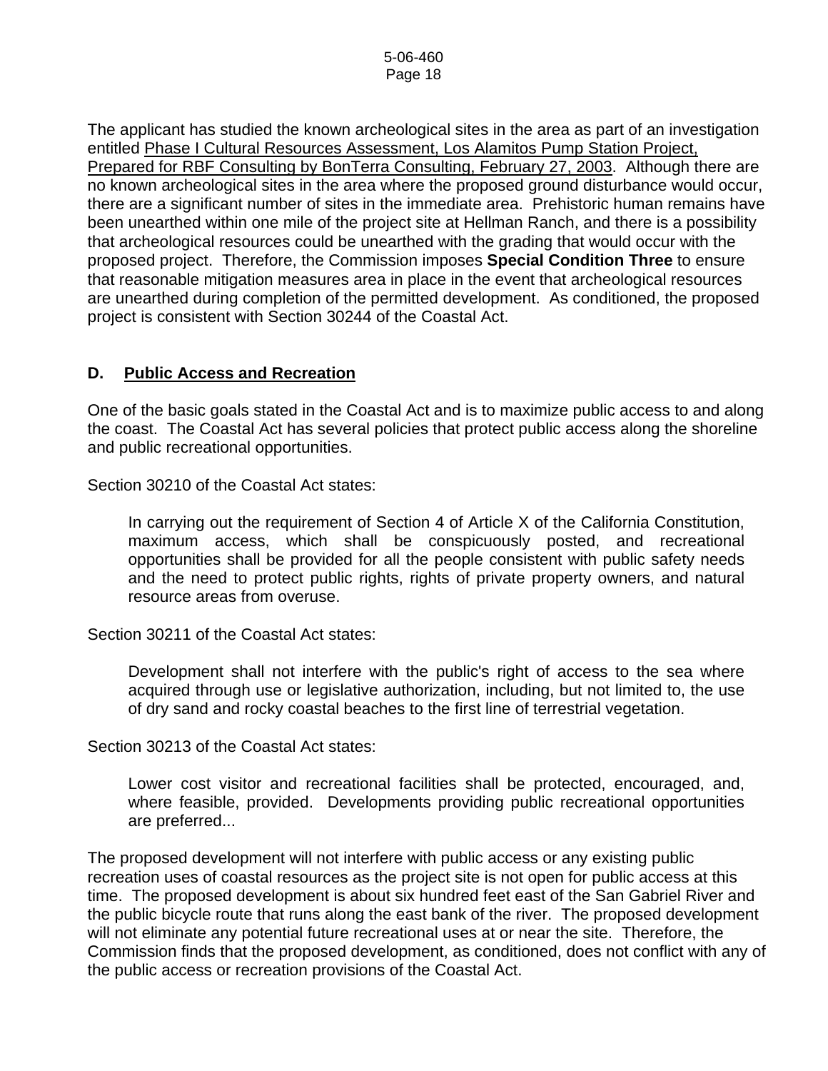The applicant has studied the known archeological sites in the area as part of an investigation entitled Phase I Cultural Resources Assessment, Los Alamitos Pump Station Project, Prepared for RBF Consulting by BonTerra Consulting, February 27, 2003. Although there are no known archeological sites in the area where the proposed ground disturbance would occur, there are a significant number of sites in the immediate area. Prehistoric human remains have been unearthed within one mile of the project site at Hellman Ranch, and there is a possibility that archeological resources could be unearthed with the grading that would occur with the proposed project. Therefore, the Commission imposes **Special Condition Three** to ensure that reasonable mitigation measures area in place in the event that archeological resources are unearthed during completion of the permitted development. As conditioned, the proposed project is consistent with Section 30244 of the Coastal Act.

## D. Public Access and Recreation

One of the basic goals stated in the Coastal Act and is to maximize public access to and along the coast. The Coastal Act has several policies that protect public access along the shoreline and public recreational opportunities.

Section 30210 of the Coastal Act states:

> In carrying out the requirement of Section 4 of Article X of the California Constitution, maximum access, which shall be conspicuously posted, and recreational opportunities shall be provided for all the people consistent with public safety needs and the need to protect public rights, rights of private property owners, and natural resource areas from overuse.

Section 30211 of the Coastal Act states:

> Development shall not interfere with the public's right of access to the sea where acquired through use or legislative authorization, including, but not limited to, the use of dry sand and rocky coastal beaches to the first line of terrestrial vegetation.

Section 30213 of the Coastal Act states:

> Lower cost visitor and recreational facilities shall be protected, encouraged, and, where feasible, provided. Developments providing public recreational opportunities are preferred...

The proposed development will not interfere with public access or any existing public recreation uses of coastal resources as the project site is not open for public access at this time. The proposed development is about six hundred feet east of the San Gabriel River and the public bicycle route that runs along the east bank of the river. The proposed development will not eliminate any potential future recreational uses at or near the site. Therefore, the Commission finds that the proposed development, as conditioned, does not conflict with any of the public access or recreation provisions of the Coastal Act.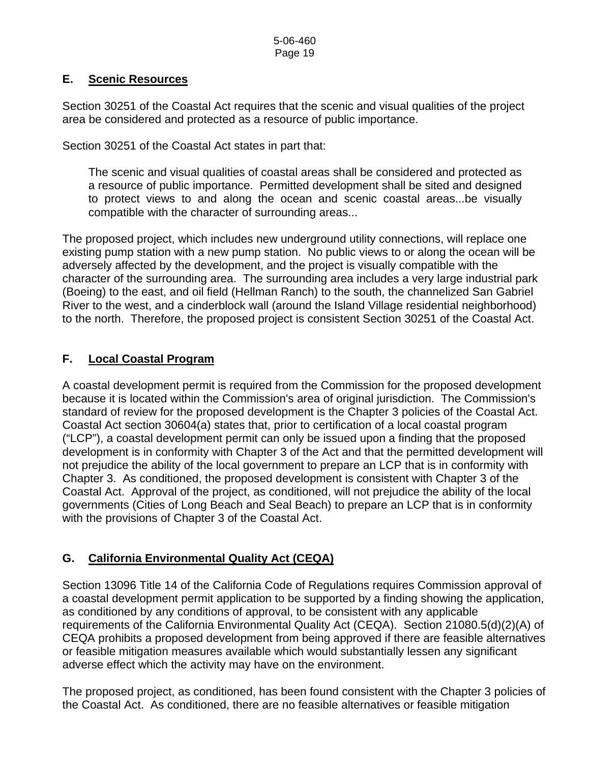## E. Scenic Resources

Section 30251 of the Coastal Act requires that the scenic and visual qualities of the project area be considered and protected as a resource of public importance.

Section 30251 of the Coastal Act states in part that:

> The scenic and visual qualities of coastal areas shall be considered and protected as a resource of public importance. Permitted development shall be sited and designed to protect views to and along the ocean and scenic coastal areas...be visually compatible with the character of surrounding areas...

The proposed project, which includes new underground utility connections, will replace one existing pump station with a new pump station. No public views to or along the ocean will be adversely affected by the development, and the project is visually compatible with the character of the surrounding area. The surrounding area includes a very large industrial park (Boeing) to the east, and oil field (Hellman Ranch) to the south, the channelized San Gabriel River to the west, and a cinderblock wall (around the Island Village residential neighborhood) to the north. Therefore, the proposed project is consistent Section 30251 of the Coastal Act.

## F. Local Coastal Program

A coastal development permit is required from the Commission for the proposed development because it is located within the Commission's area of original jurisdiction. The Commission's standard of review for the proposed development is the Chapter 3 policies of the Coastal Act. Coastal Act section 30604(a) states that, prior to certification of a local coastal program ("LCP"), a coastal development permit can only be issued upon a finding that the proposed development is in conformity with Chapter 3 of the Act and that the permitted development will not prejudice the ability of the local government to prepare an LCP that is in conformity with Chapter 3. As conditioned, the proposed development is consistent with Chapter 3 of the Coastal Act. Approval of the project, as conditioned, will not prejudice the ability of the local governments (Cities of Long Beach and Seal Beach) to prepare an LCP that is in conformity with the provisions of Chapter 3 of the Coastal Act.

## G. California Environmental Quality Act (CEQA)

Section 13096 Title 14 of the California Code of Regulations requires Commission approval of a coastal development permit application to be supported by a finding showing the application, as conditioned by any conditions of approval, to be consistent with any applicable requirements of the California Environmental Quality Act (CEQA). Section 21080.5(d)(2)(A) of CEQA prohibits a proposed development from being approved if there are feasible alternatives or feasible mitigation measures available which would substantially lessen any significant adverse effect which the activity may have on the environment.

The proposed project, as conditioned, has been found consistent with the Chapter 3 policies of the Coastal Act. As conditioned, there are no feasible alternatives or feasible mitigation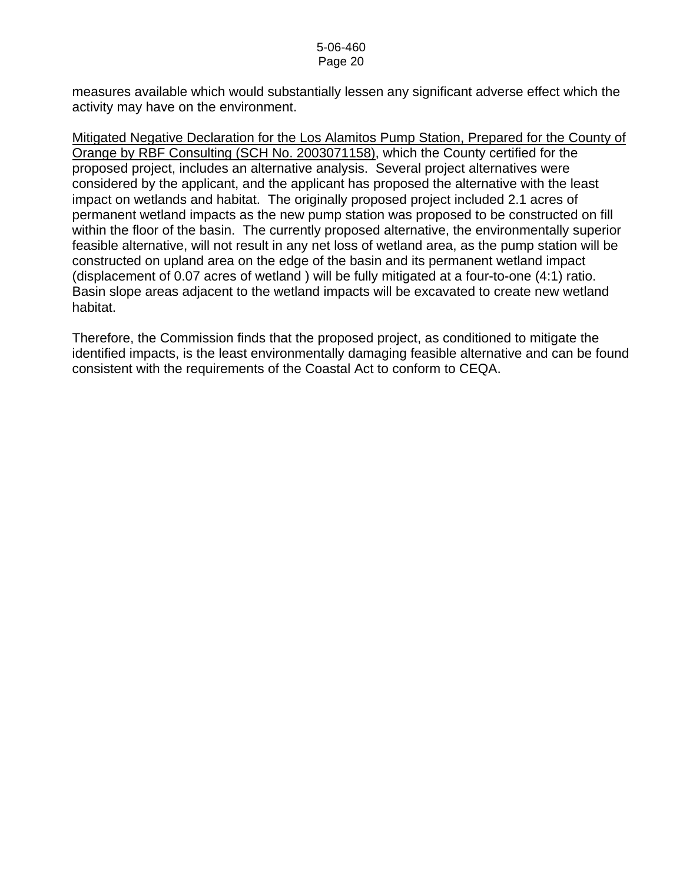measures available which would substantially lessen any significant adverse effect which the activity may have on the environment.

<u>Mitigated Negative Declaration for the Los Alamitos Pump Station, Prepared for the County of Orange by RBF Consulting (SCH No. 2003071158)</u>, which the County certified for the proposed project, includes an alternative analysis. Several project alternatives were considered by the applicant, and the applicant has proposed the alternative with the least impact on wetlands and habitat. The originally proposed project included 2.1 acres of permanent wetland impacts as the new pump station was proposed to be constructed on fill within the floor of the basin. The currently proposed alternative, the environmentally superior feasible alternative, will not result in any net loss of wetland area, as the pump station will be constructed on upland area on the edge of the basin and its permanent wetland impact (displacement of 0.07 acres of wetland ) will be fully mitigated at a four-to-one (4:1) ratio. Basin slope areas adjacent to the wetland impacts will be excavated to create new wetland habitat.

Therefore, the Commission finds that the proposed project, as conditioned to mitigate the identified impacts, is the least environmentally damaging feasible alternative and can be found consistent with the requirements of the Coastal Act to conform to CEQA.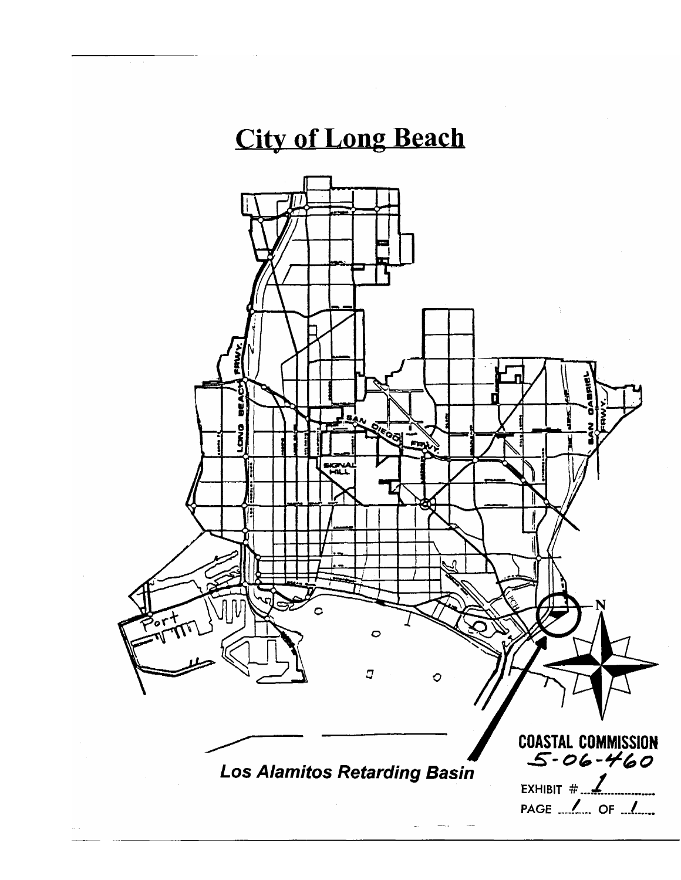# City of Long Beach

Port

SAN DIEGO FRWY.

LONG BEACH FRWY.

SAN GABRIEL FRWY.

SIGNAL HILL

PCH

N

*Los Alamitos Retarding Basin*

**COASTAL COMMISSION**
5-06-460

EXHIBIT # 1

PAGE 1 OF 1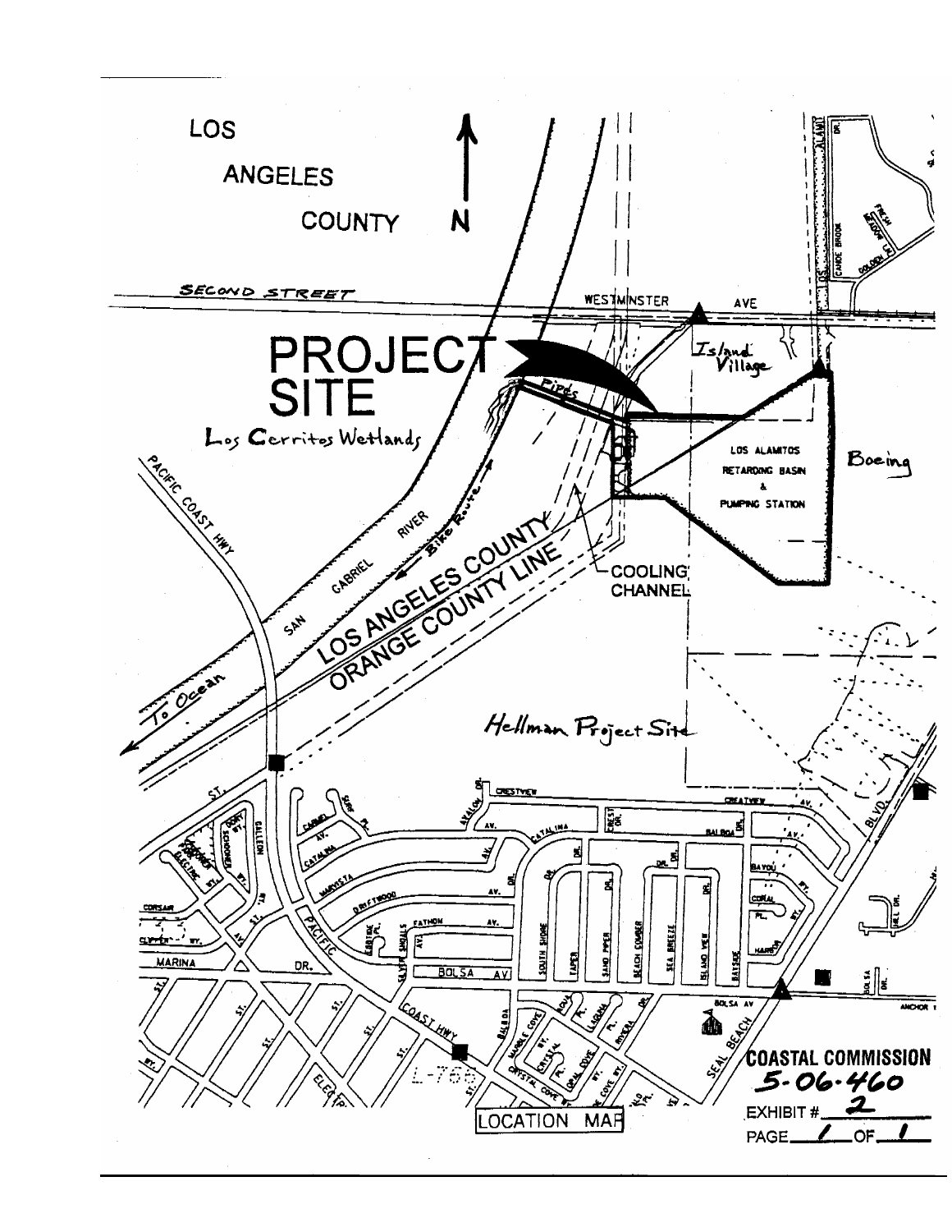LOS ANGELES COUNTY

N

SECOND STREET

WESTMINSTER AVE

PROJECT SITE

Island Village

Pipes

Los Cerritos Wetlands

LOS ALAMITOS RETARDING BASIN & PUMPING STATION

Boeing

PACIFIC COAST HWY

SAN GABRIEL RIVER

Bike Route

LOS ANGELES COUNTY
ORANGE COUNTY LINE

COOLING CHANNEL

To Ocean

Hellman Project Site

LOCATION MAP

COASTAL COMMISSION
5-06-460
EXHIBIT # 2
PAGE 1 OF 1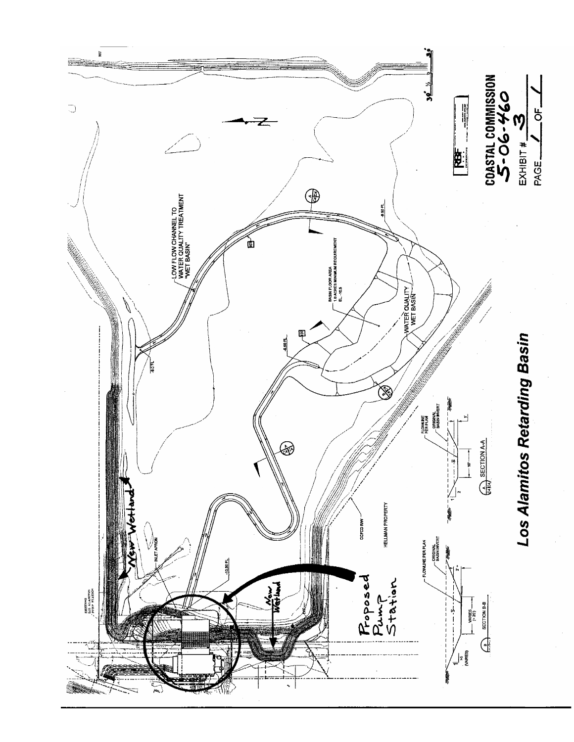# Los Alamitos Retarding Basin

LOW FLOW CHANNEL TO WATER QUALITY TREATMENT "WET BASIN"

BASIN FLOOR AREA 1.0 ACRES MINIMUM REQUIREMENT EL. -10.5

WATER QUALITY WET BASIN

-8.50 FL

-9.0 FL

-10.50 FL

INLET APRON

EXISTING LOS ALAMITOS PUMP STATION

New Wetland

New Wetland

Proposed Pump Station

OCFCD R/W

HELLMAN PROPERTY

FLOWLINE PER PLAN

ORIGINAL BASIN INVERT

SECTION A-A

SECTION B-B

VARIES (> 20')

(VARIES)

**COASTAL COMMISSION**
**5-06-460**

EXHIBIT # 3

PAGE 1 OF 1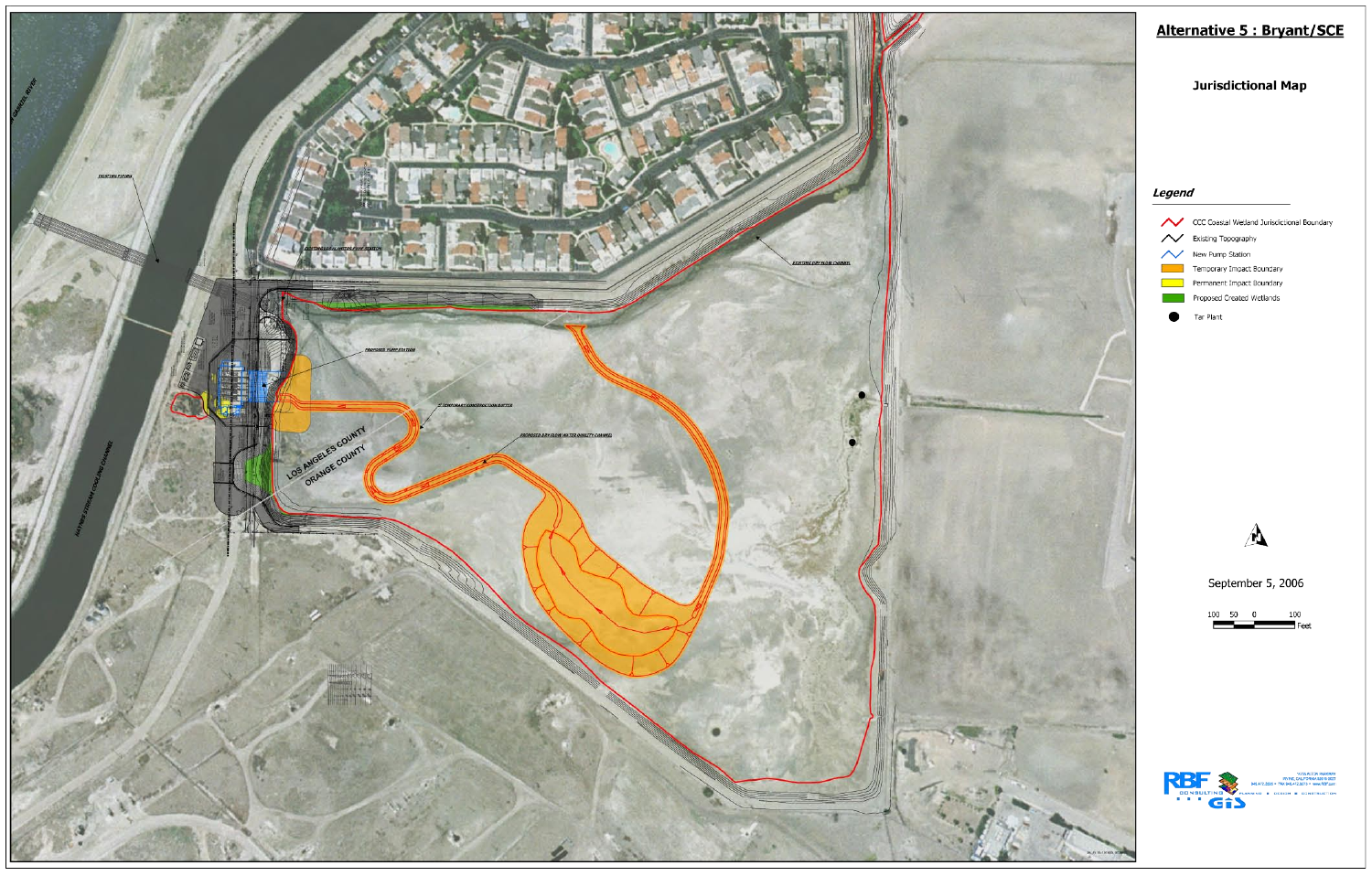# Alternative 5 : Bryant/SCE

## Jurisdictional Map

**Legend**

- CCC Coastal Wetland Jurisdictional Boundary
- Existing Topography
- New Pump Station
- Temporary Impact Boundary
- Permanent Impact Boundary
- Proposed Created Wetlands
- Tar Plant

September 5, 2006

100 50 0 100 Feet

LOS ANGELES COUNTY

ORANGE COUNTY

RBF CONSULTING GIS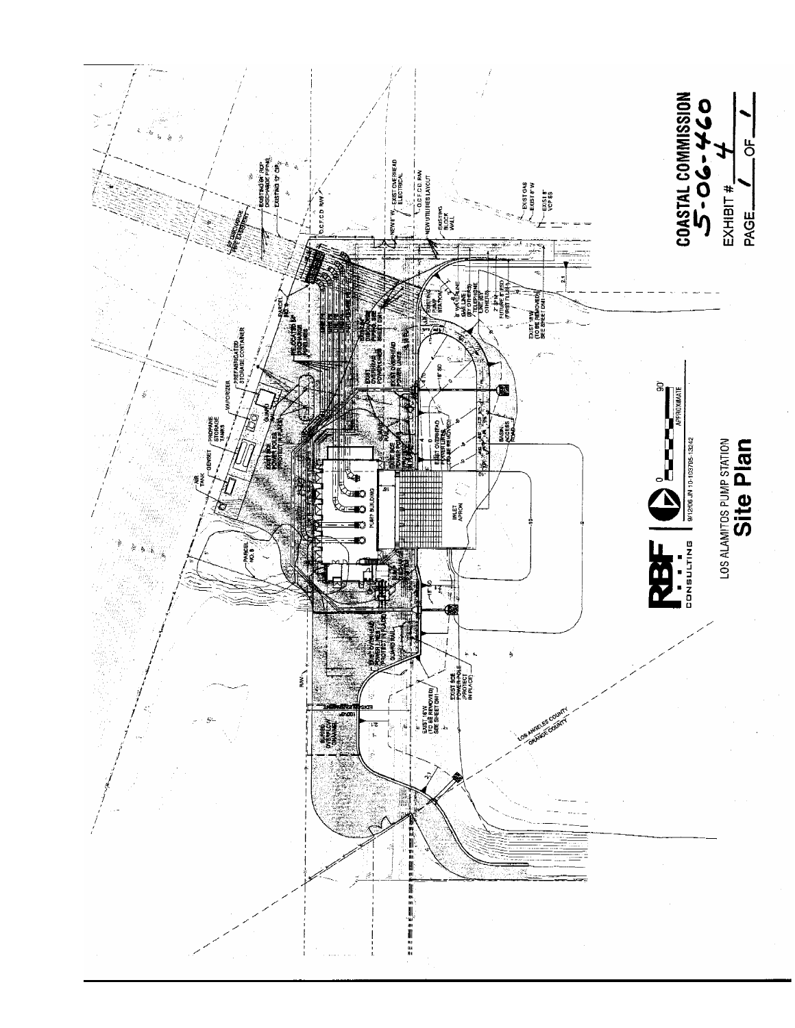**COASTAL COMMISSION**
**5-06-460**

EXHIBIT # 4

PAGE 1 OF 1

RBF CONSULTING

9/12/06 JN 10-103765-13242

0 — 90' APPROXIMATE

LOS ALAMITOS PUMP STATION

# Site Plan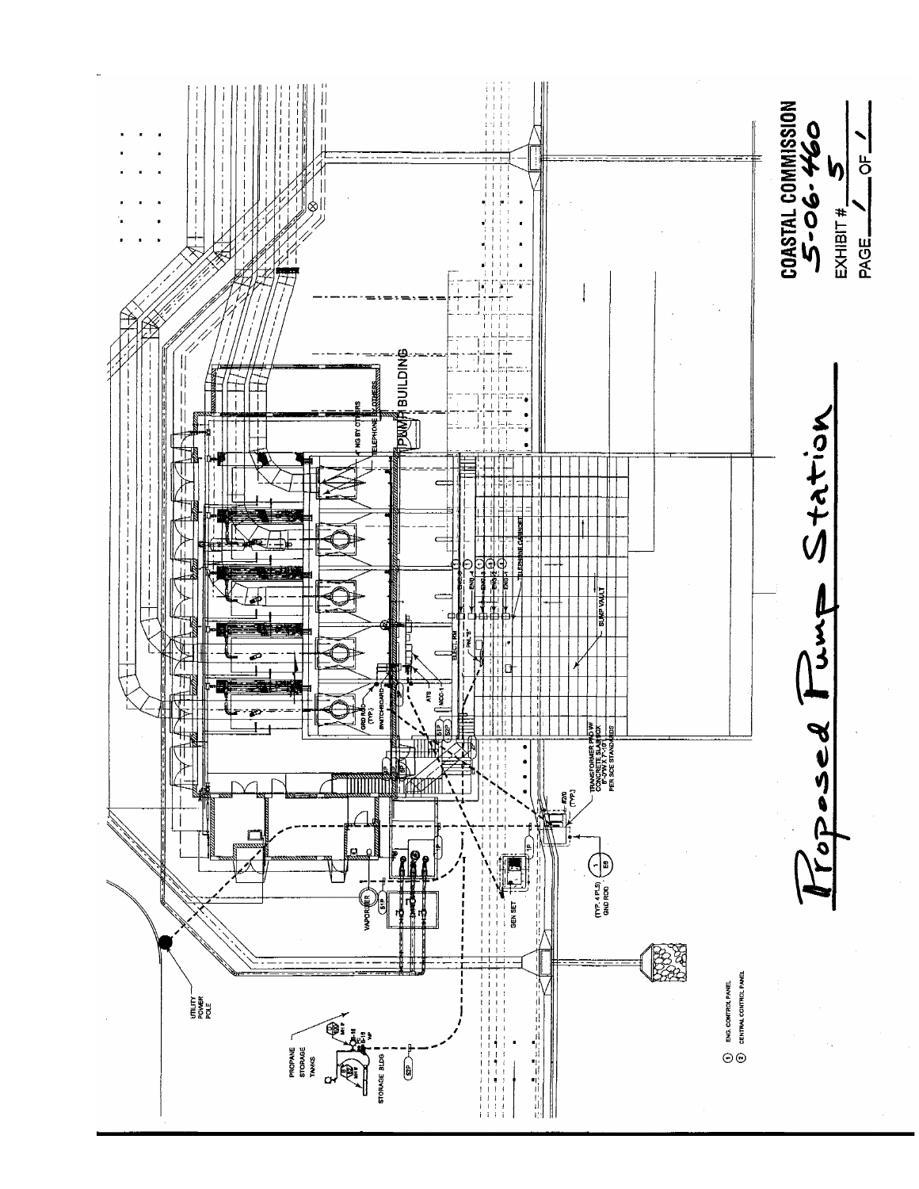**COASTAL COMMISSION**
**5-06-460**

EXHIBIT # 5

PAGE 1 OF 1

# Proposed Pump Station

UTILITY POWER POLE

PROPANE STORAGE TANKS

STORAGE BLDG

VAPORIZER

GEN SET

PUMP BUILDING

NG BY OTHERS

TELEPHONE BY OTHERS

SWITCHBOARD

GRD ROD (TYP.)

ATS

MCC-1

ELEC. RM

PNL "B"

TELEPHONE CABINET

SUMP VAULT

TRANSFORMER PAD W/ CONCRETE SLAB BOX 8'-3"W X 7'-10"L PER SCE STANDARDS

(TYP. 4 PLS) GND ROD

① ENG. CONTROL PANEL

② CENTRAL CONTROL PANEL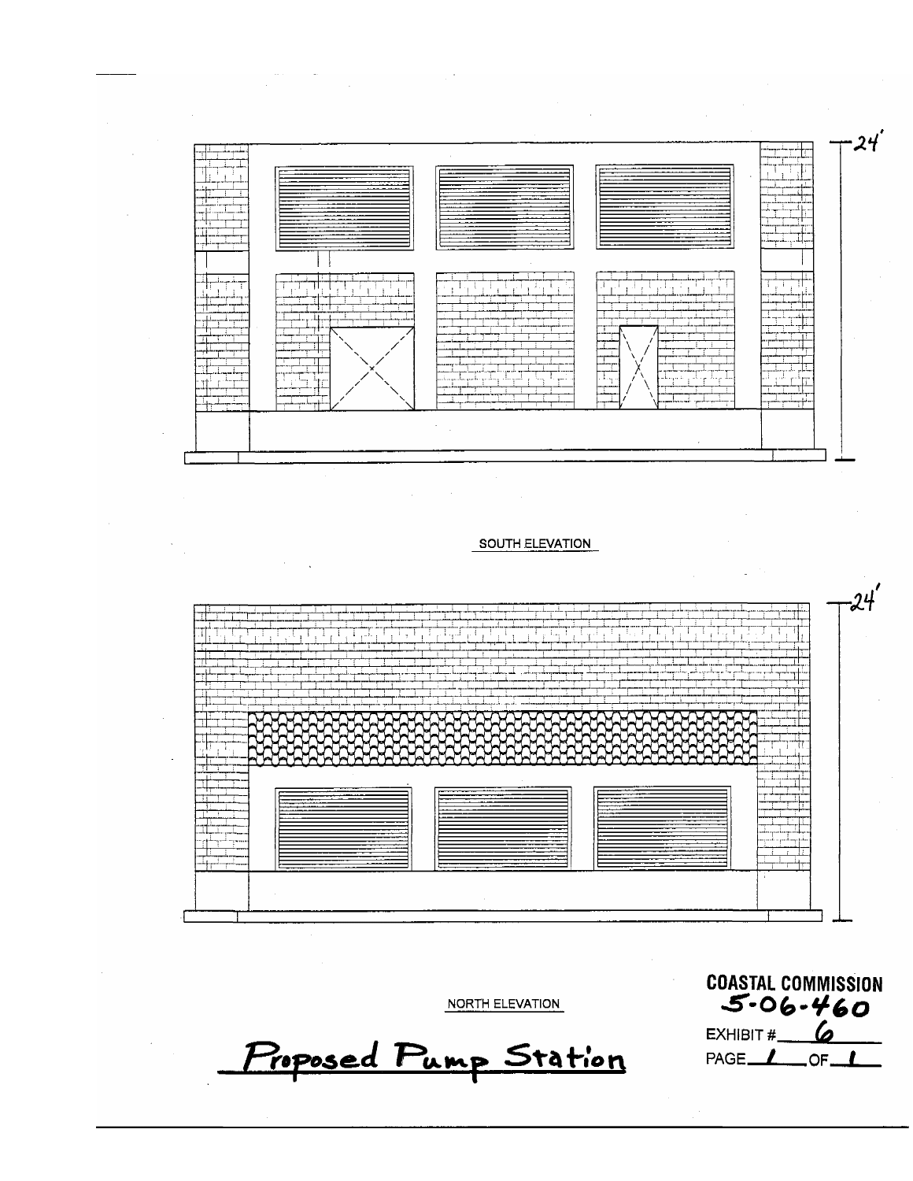24'

SOUTH ELEVATION

24'

NORTH ELEVATION

**Proposed Pump Station**

**COASTAL COMMISSION**
**5-06-460**
EXHIBIT # 6
PAGE 1 OF 1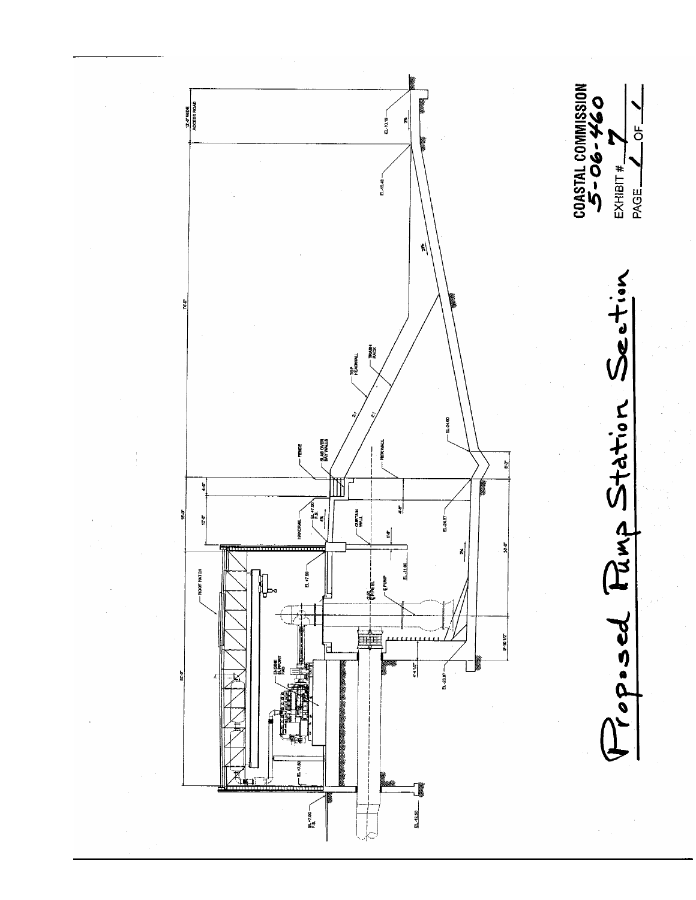COASTAL COMMISSION
5-06-460

EXHIBIT # 7

PAGE 1 OF 1

Proposed Pump Station Section

12'-0" WIDE ACCESS ROAD

74'-0"

15'-0"

4'-0"

12'-5"

62'-0"

ROOF HATCH

ENGINE SUPPORT PAD

HANDRAIL

FENCE

SLAB OVER BAY WALLS

TOP HEADWALL

TRASH RACK

PIER WALL

CURTAIN WALL

℄ PUMP

℄ PIPE EL -2.50

EL +7.00 F.S.

EL +7.50

EL -11.00

EL -12.50

EL -23.97

EL -24.97

EL -24.60

EL -10.46

EL -10.15

2%

20%

2:1

4%

4'-4 1/2"

9'-10 1/2"

37'-0"

8'-0"

4'-8"

1'-0"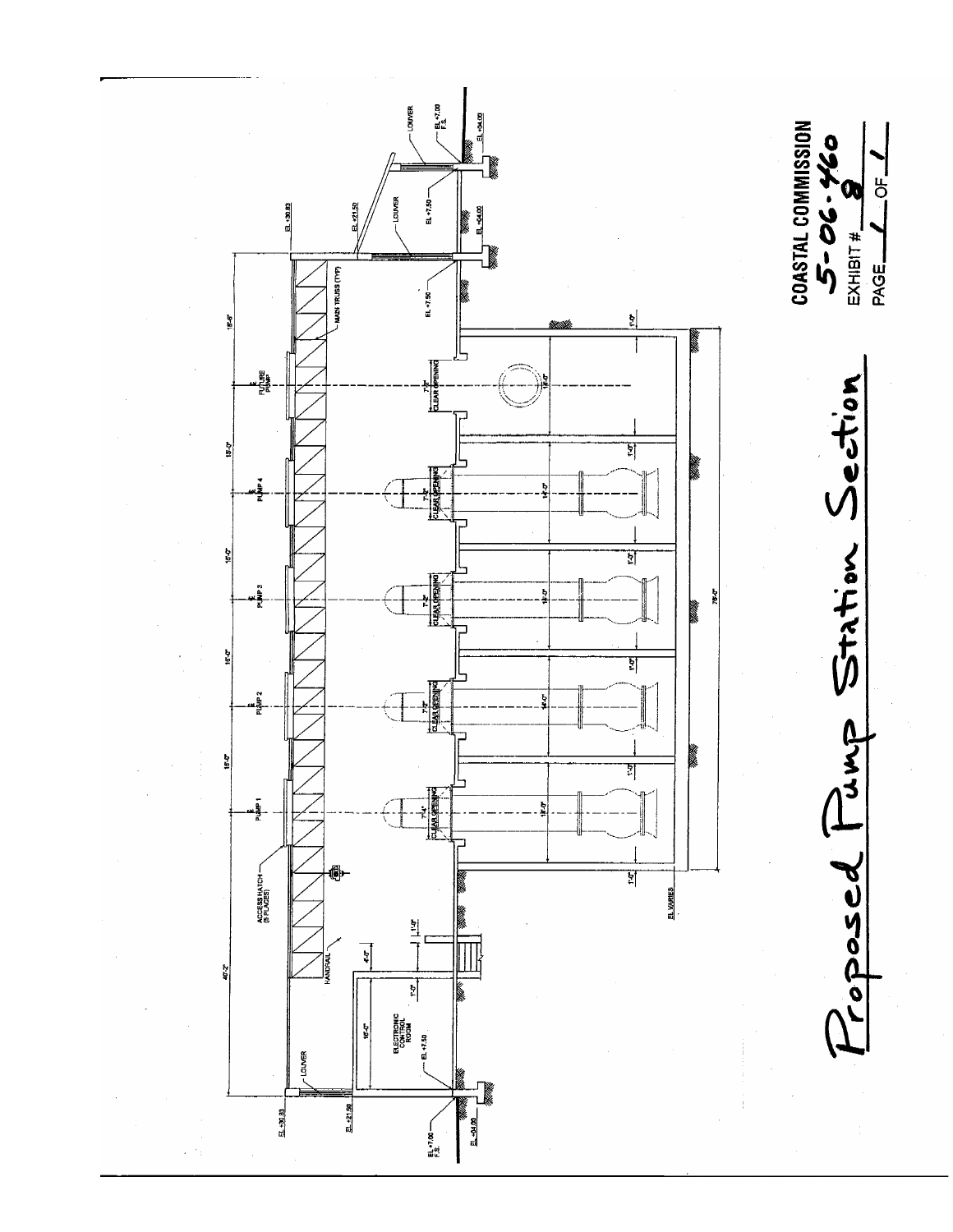COASTAL COMMISSION
5-06-460
EXHIBIT # 8
PAGE 1 OF 1

Proposed Pump Station Section

EL +30.83
EL +21.50
EL +7.00 F.S.
EL +04.00
LOUVER
EL +7.50
MAIN TRUSS (TYP)
ACCESS HATCH (5 PLACES)
HANDRAIL
ELECTRONIC CONTROL ROOM
EL +7.50
EL VARIES
40'-2"
15'-0"
15'-0"
15'-0"
15'-0"
15'-6"
PUMP 1
PUMP 2
PUMP 3
PUMP 4
FUTURE PUMP
CLEAR OPENING
7'-4"
7'-2"
16'-0"
14'-0"
1'-0"
4'-0"
78'-0"